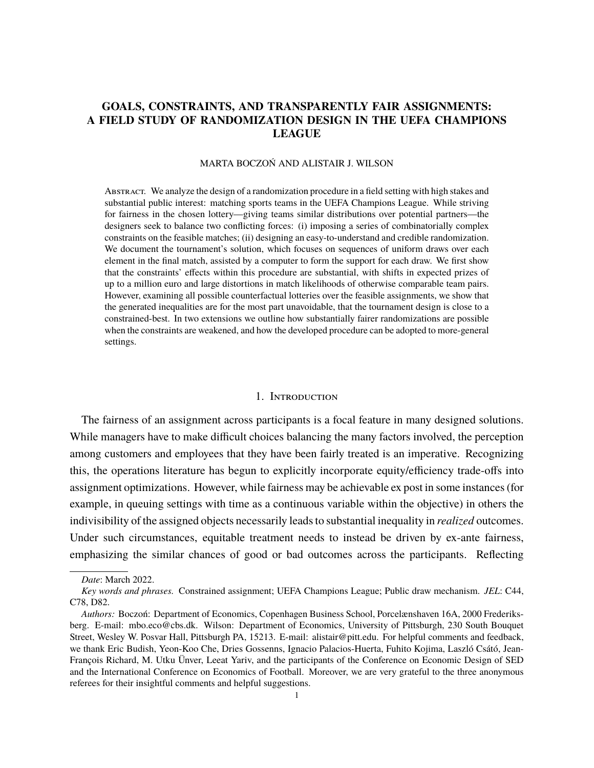# GOALS, CONSTRAINTS, AND TRANSPARENTLY FAIR ASSIGNMENTS: A FIELD STUDY OF RANDOMIZATION DESIGN IN THE UEFA CHAMPIONS LEAGUE

MARTA BOCZOŃ AND ALISTAIR J. WILSON

Abstract. We analyze the design of a randomization procedure in a field setting with high stakes and substantial public interest: matching sports teams in the UEFA Champions League. While striving for fairness in the chosen lottery—giving teams similar distributions over potential partners—the designers seek to balance two conflicting forces: (i) imposing a series of combinatorially complex constraints on the feasible matches; (ii) designing an easy-to-understand and credible randomization. We document the tournament's solution, which focuses on sequences of uniform draws over each element in the final match, assisted by a computer to form the support for each draw. We first show that the constraints' effects within this procedure are substantial, with shifts in expected prizes of up to a million euro and large distortions in match likelihoods of otherwise comparable team pairs. However, examining all possible counterfactual lotteries over the feasible assignments, we show that the generated inequalities are for the most part unavoidable, that the tournament design is close to a constrained-best. In two extensions we outline how substantially fairer randomizations are possible when the constraints are weakened, and how the developed procedure can be adopted to more-general settings.

## 1. Introduction

The fairness of an assignment across participants is a focal feature in many designed solutions. While managers have to make difficult choices balancing the many factors involved, the perception among customers and employees that they have been fairly treated is an imperative. Recognizing this, the operations literature has begun to explicitly incorporate equity/efficiency trade-offs into assignment optimizations. However, while fairness may be achievable ex post in some instances (for example, in queuing settings with time as a continuous variable within the objective) in others the indivisibility of the assigned objects necessarily leads to substantial inequality in *realized* outcomes. Under such circumstances, equitable treatment needs to instead be driven by ex-ante fairness, emphasizing the similar chances of good or bad outcomes across the participants. Reflecting

---

*Date*: March 2022.

*Key words and phrases.* Constrained assignment; UEFA Champions League; Public draw mechanism. *JEL*: C44, C78, D82.

*Authors:* Boczoń: Department of Economics, Copenhagen Business School, Porcelænshaven 16A, 2000 Frederiksberg. E-mail: mbo.eco@cbs.dk. Wilson: Department of Economics, University of Pittsburgh, 230 South Bouquet Street, Wesley W. Posvar Hall, Pittsburgh PA, 15213. E-mail: alistair@pitt.edu. For helpful comments and feedback, we thank Eric Budish, Yeon-Koo Che, Dries Gossenns, Ignacio Palacios-Huerta, Fuhito Kojima, Laszló Csátó, Jean-François Richard, M. Utku Ünver, Leeat Yariv, and the participants of the Conference on Economic Design of SED and the International Conference on Economics of Football. Moreover, we are very grateful to the three anonymous referees for their insightful comments and helpful suggestions.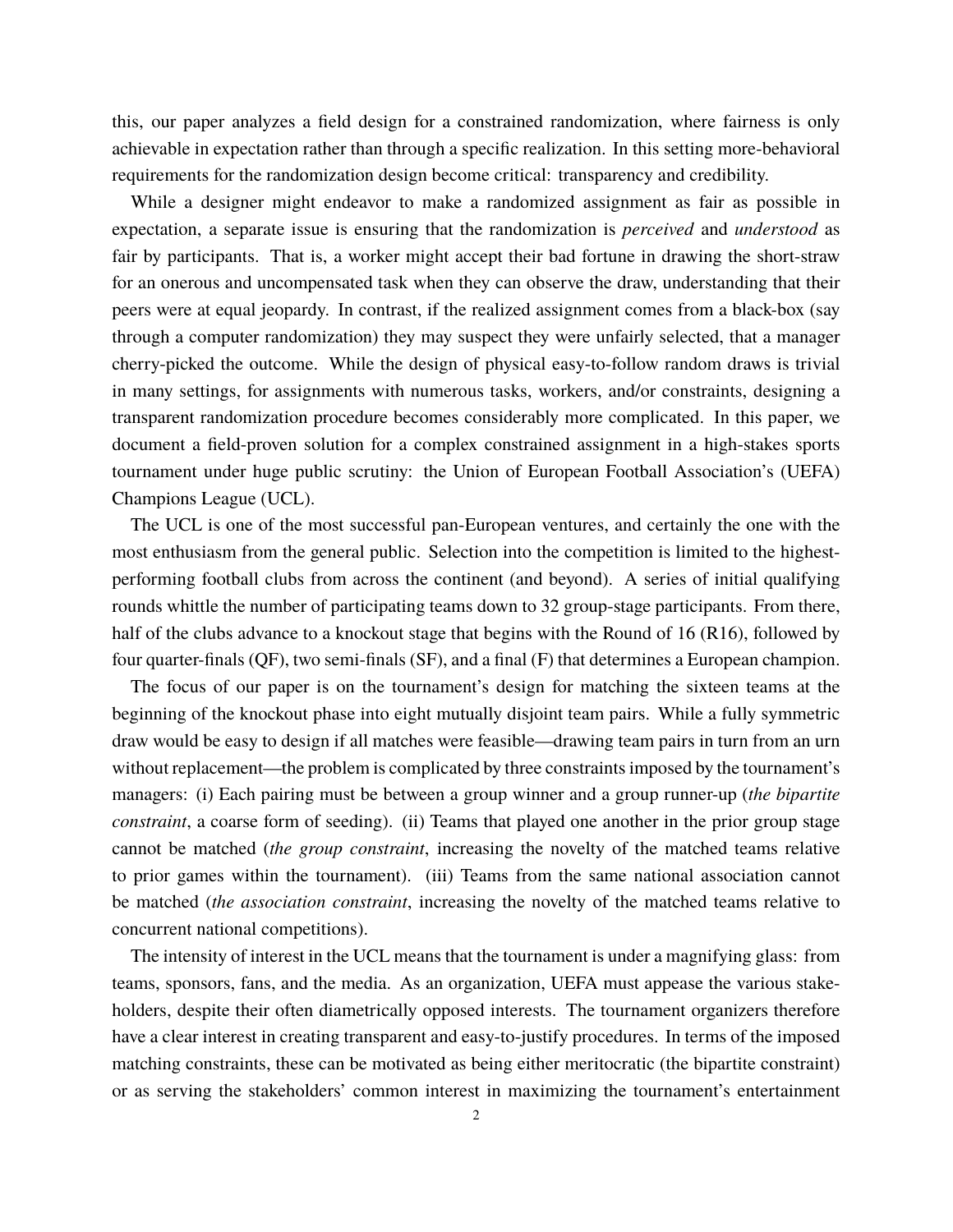this, our paper analyzes a field design for a constrained randomization, where fairness is only achievable in expectation rather than through a specific realization. In this setting more-behavioral requirements for the randomization design become critical: transparency and credibility.

While a designer might endeavor to make a randomized assignment as fair as possible in expectation, a separate issue is ensuring that the randomization is *perceived* and *understood* as fair by participants. That is, a worker might accept their bad fortune in drawing the short-straw for an onerous and uncompensated task when they can observe the draw, understanding that their peers were at equal jeopardy. In contrast, if the realized assignment comes from a black-box (say through a computer randomization) they may suspect they were unfairly selected, that a manager cherry-picked the outcome. While the design of physical easy-to-follow random draws is trivial in many settings, for assignments with numerous tasks, workers, and/or constraints, designing a transparent randomization procedure becomes considerably more complicated. In this paper, we document a field-proven solution for a complex constrained assignment in a high-stakes sports tournament under huge public scrutiny: the Union of European Football Association's (UEFA) Champions League (UCL).

The UCL is one of the most successful pan-European ventures, and certainly the one with the most enthusiasm from the general public. Selection into the competition is limited to the highest-performing football clubs from across the continent (and beyond). A series of initial qualifying rounds whittle the number of participating teams down to 32 group-stage participants. From there, half of the clubs advance to a knockout stage that begins with the Round of 16 (R16), followed by four quarter-finals (QF), two semi-finals (SF), and a final (F) that determines a European champion.

The focus of our paper is on the tournament's design for matching the sixteen teams at the beginning of the knockout phase into eight mutually disjoint team pairs. While a fully symmetric draw would be easy to design if all matches were feasible—drawing team pairs in turn from an urn without replacement—the problem is complicated by three constraints imposed by the tournament's managers: (i) Each pairing must be between a group winner and a group runner-up (*the bipartite constraint*, a coarse form of seeding). (ii) Teams that played one another in the prior group stage cannot be matched (*the group constraint*, increasing the novelty of the matched teams relative to prior games within the tournament). (iii) Teams from the same national association cannot be matched (*the association constraint*, increasing the novelty of the matched teams relative to concurrent national competitions).

The intensity of interest in the UCL means that the tournament is under a magnifying glass: from teams, sponsors, fans, and the media. As an organization, UEFA must appease the various stakeholders, despite their often diametrically opposed interests. The tournament organizers therefore have a clear interest in creating transparent and easy-to-justify procedures. In terms of the imposed matching constraints, these can be motivated as being either meritocratic (the bipartite constraint) or as serving the stakeholders' common interest in maximizing the tournament's entertainment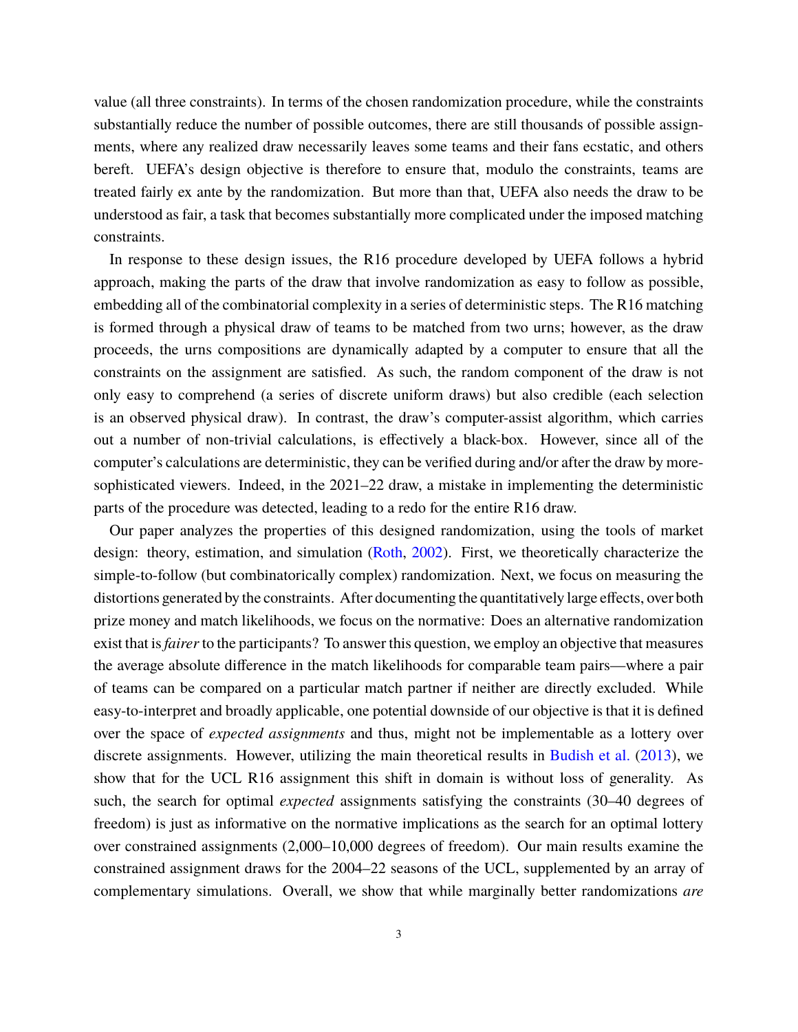value (all three constraints). In terms of the chosen randomization procedure, while the constraints substantially reduce the number of possible outcomes, there are still thousands of possible assignments, where any realized draw necessarily leaves some teams and their fans ecstatic, and others bereft. UEFA's design objective is therefore to ensure that, modulo the constraints, teams are treated fairly ex ante by the randomization. But more than that, UEFA also needs the draw to be understood as fair, a task that becomes substantially more complicated under the imposed matching constraints.

In response to these design issues, the R16 procedure developed by UEFA follows a hybrid approach, making the parts of the draw that involve randomization as easy to follow as possible, embedding all of the combinatorial complexity in a series of deterministic steps. The R16 matching is formed through a physical draw of teams to be matched from two urns; however, as the draw proceeds, the urns compositions are dynamically adapted by a computer to ensure that all the constraints on the assignment are satisfied. As such, the random component of the draw is not only easy to comprehend (a series of discrete uniform draws) but also credible (each selection is an observed physical draw). In contrast, the draw's computer-assist algorithm, which carries out a number of non-trivial calculations, is effectively a black-box. However, since all of the computer's calculations are deterministic, they can be verified during and/or after the draw by more-sophisticated viewers. Indeed, in the 2021–22 draw, a mistake in implementing the deterministic parts of the procedure was detected, leading to a redo for the entire R16 draw.

Our paper analyzes the properties of this designed randomization, using the tools of market design: theory, estimation, and simulation (Roth, 2002). First, we theoretically characterize the simple-to-follow (but combinatorically complex) randomization. Next, we focus on measuring the distortions generated by the constraints. After documenting the quantitatively large effects, over both prize money and match likelihoods, we focus on the normative: Does an alternative randomization exist that is *fairer* to the participants? To answer this question, we employ an objective that measures the average absolute difference in the match likelihoods for comparable team pairs—where a pair of teams can be compared on a particular match partner if neither are directly excluded. While easy-to-interpret and broadly applicable, one potential downside of our objective is that it is defined over the space of *expected assignments* and thus, might not be implementable as a lottery over discrete assignments. However, utilizing the main theoretical results in Budish et al. (2013), we show that for the UCL R16 assignment this shift in domain is without loss of generality. As such, the search for optimal *expected* assignments satisfying the constraints (30–40 degrees of freedom) is just as informative on the normative implications as the search for an optimal lottery over constrained assignments (2,000–10,000 degrees of freedom). Our main results examine the constrained assignment draws for the 2004–22 seasons of the UCL, supplemented by an array of complementary simulations. Overall, we show that while marginally better randomizations *are*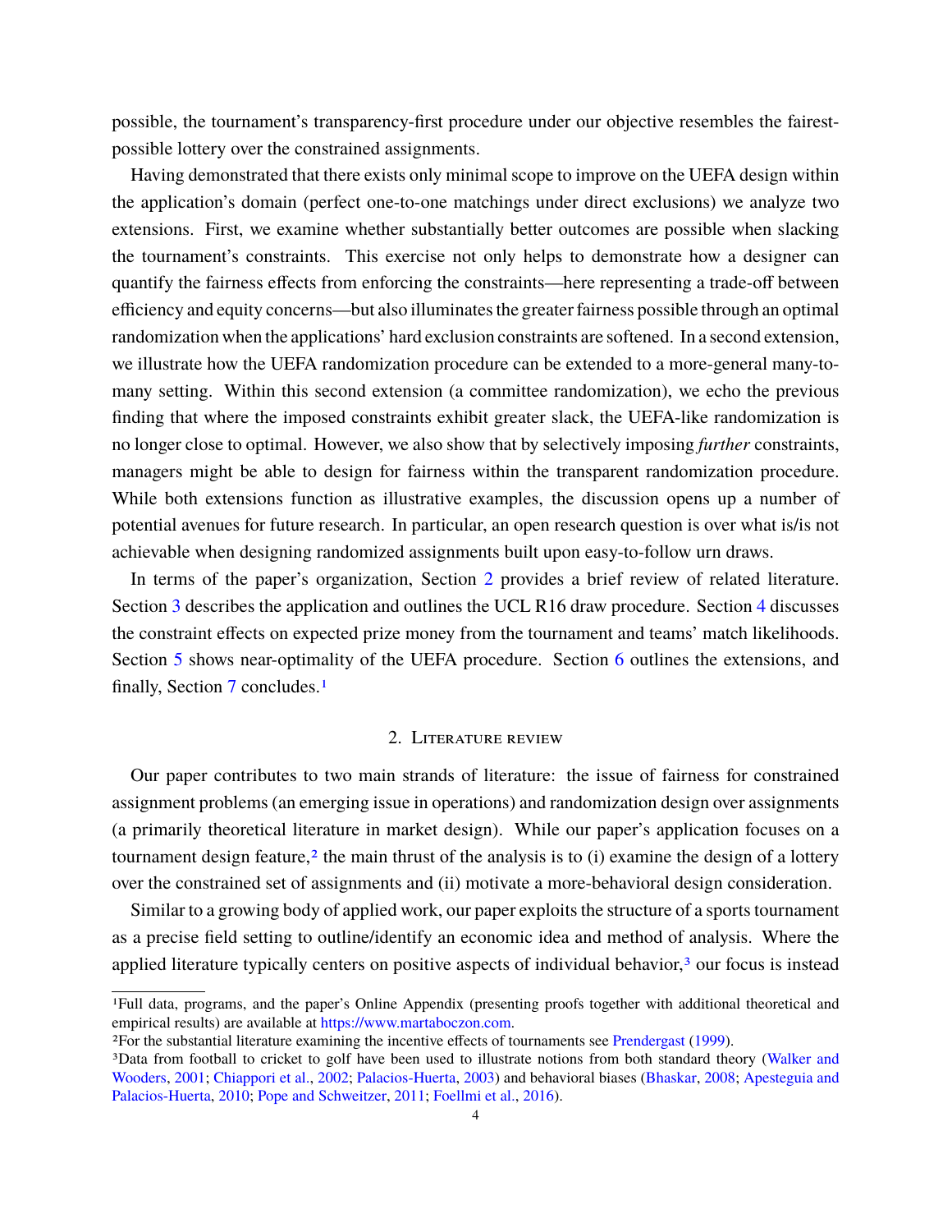possible, the tournament's transparency-first procedure under our objective resembles the fairest-possible lottery over the constrained assignments.

Having demonstrated that there exists only minimal scope to improve on the UEFA design within the application's domain (perfect one-to-one matchings under direct exclusions) we analyze two extensions. First, we examine whether substantially better outcomes are possible when slacking the tournament's constraints. This exercise not only helps to demonstrate how a designer can quantify the fairness effects from enforcing the constraints—here representing a trade-off between efficiency and equity concerns—but also illuminates the greater fairness possible through an optimal randomization when the applications' hard exclusion constraints are softened. In a second extension, we illustrate how the UEFA randomization procedure can be extended to a more-general many-to-many setting. Within this second extension (a committee randomization), we echo the previous finding that where the imposed constraints exhibit greater slack, the UEFA-like randomization is no longer close to optimal. However, we also show that by selectively imposing *further* constraints, managers might be able to design for fairness within the transparent randomization procedure. While both extensions function as illustrative examples, the discussion opens up a number of potential avenues for future research. In particular, an open research question is over what is/is not achievable when designing randomized assignments built upon easy-to-follow urn draws.

In terms of the paper's organization, Section 2 provides a brief review of related literature. Section 3 describes the application and outlines the UCL R16 draw procedure. Section 4 discusses the constraint effects on expected prize money from the tournament and teams' match likelihoods. Section 5 shows near-optimality of the UEFA procedure. Section 6 outlines the extensions, and finally, Section 7 concludes.[1]

## 2. Literature review

Our paper contributes to two main strands of literature: the issue of fairness for constrained assignment problems (an emerging issue in operations) and randomization design over assignments (a primarily theoretical literature in market design). While our paper's application focuses on a tournament design feature,[2] the main thrust of the analysis is to (i) examine the design of a lottery over the constrained set of assignments and (ii) motivate a more-behavioral design consideration.

Similar to a growing body of applied work, our paper exploits the structure of a sports tournament as a precise field setting to outline/identify an economic idea and method of analysis. Where the applied literature typically centers on positive aspects of individual behavior,[3] our focus is instead

[1] Full data, programs, and the paper's Online Appendix (presenting proofs together with additional theoretical and empirical results) are available at https://www.martaboczon.com.

[2] For the substantial literature examining the incentive effects of tournaments see Prendergast (1999).

[3] Data from football to cricket to golf have been used to illustrate notions from both standard theory (Walker and Wooders, 2001; Chiappori et al., 2002; Palacios-Huerta, 2003) and behavioral biases (Bhaskar, 2008; Apesteguia and Palacios-Huerta, 2010; Pope and Schweitzer, 2011; Foellmi et al., 2016).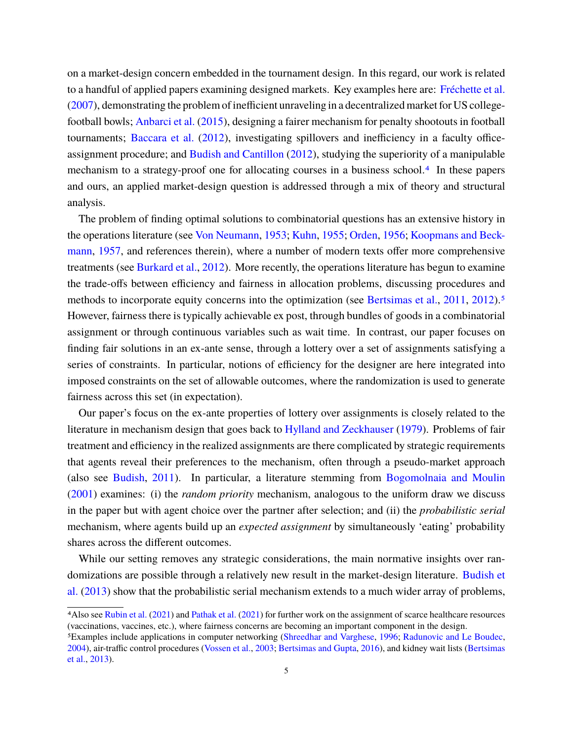on a market-design concern embedded in the tournament design. In this regard, our work is related to a handful of applied papers examining designed markets. Key examples here are: Fréchette et al. (2007), demonstrating the problem of inefficient unraveling in a decentralized market for US college-football bowls; Anbarci et al. (2015), designing a fairer mechanism for penalty shootouts in football tournaments; Baccara et al. (2012), investigating spillovers and inefficiency in a faculty office-assignment procedure; and Budish and Cantillon (2012), studying the superiority of a manipulable mechanism to a strategy-proof one for allocating courses in a business school.[4] In these papers and ours, an applied market-design question is addressed through a mix of theory and structural analysis.

The problem of finding optimal solutions to combinatorial questions has an extensive history in the operations literature (see Von Neumann, 1953; Kuhn, 1955; Orden, 1956; Koopmans and Beckmann, 1957, and references therein), where a number of modern texts offer more comprehensive treatments (see Burkard et al., 2012). More recently, the operations literature has begun to examine the trade-offs between efficiency and fairness in allocation problems, discussing procedures and methods to incorporate equity concerns into the optimization (see Bertsimas et al., 2011, 2012).[5] However, fairness there is typically achievable ex post, through bundles of goods in a combinatorial assignment or through continuous variables such as wait time. In contrast, our paper focuses on finding fair solutions in an ex-ante sense, through a lottery over a set of assignments satisfying a series of constraints. In particular, notions of efficiency for the designer are here integrated into imposed constraints on the set of allowable outcomes, where the randomization is used to generate fairness across this set (in expectation).

Our paper's focus on the ex-ante properties of lottery over assignments is closely related to the literature in mechanism design that goes back to Hylland and Zeckhauser (1979). Problems of fair treatment and efficiency in the realized assignments are there complicated by strategic requirements that agents reveal their preferences to the mechanism, often through a pseudo-market approach (also see Budish, 2011). In particular, a literature stemming from Bogomolnaia and Moulin (2001) examines: (i) the *random priority* mechanism, analogous to the uniform draw we discuss in the paper but with agent choice over the partner after selection; and (ii) the *probabilistic serial* mechanism, where agents build up an *expected assignment* by simultaneously 'eating' probability shares across the different outcomes.

While our setting removes any strategic considerations, the main normative insights over randomizations are possible through a relatively new result in the market-design literature. Budish et al. (2013) show that the probabilistic serial mechanism extends to a much wider array of problems,

[4] Also see Rubin et al. (2021) and Pathak et al. (2021) for further work on the assignment of scarce healthcare resources (vaccinations, vaccines, etc.), where fairness concerns are becoming an important component in the design.

[5] Examples include applications in computer networking (Shreedhar and Varghese, 1996; Radunovic and Le Boudec, 2004), air-traffic control procedures (Vossen et al., 2003; Bertsimas and Gupta, 2016), and kidney wait lists (Bertsimas et al., 2013).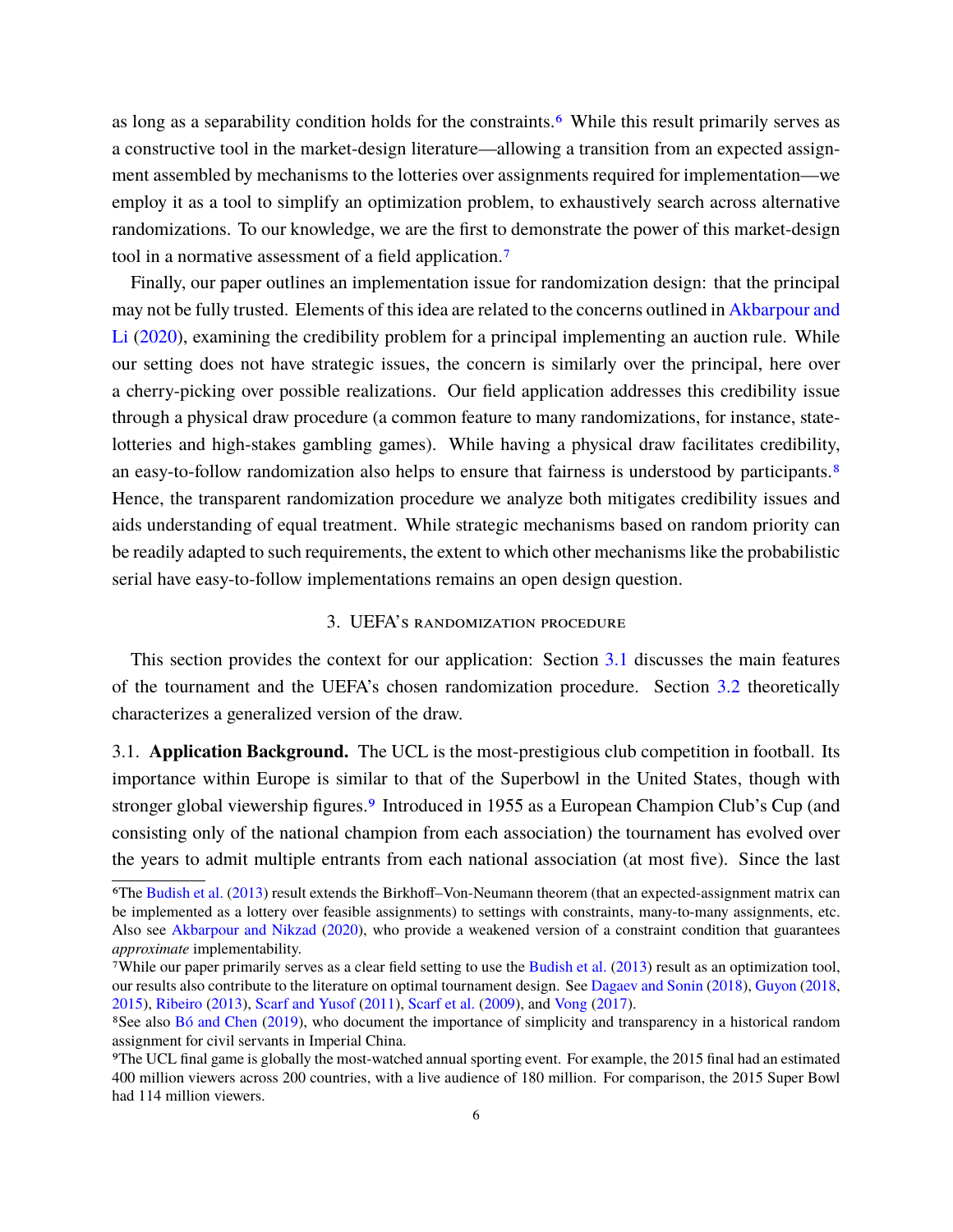as long as a separability condition holds for the constraints.[6] While this result primarily serves as a constructive tool in the market-design literature—allowing a transition from an expected assignment assembled by mechanisms to the lotteries over assignments required for implementation—we employ it as a tool to simplify an optimization problem, to exhaustively search across alternative randomizations. To our knowledge, we are the first to demonstrate the power of this market-design tool in a normative assessment of a field application.[7]

Finally, our paper outlines an implementation issue for randomization design: that the principal may not be fully trusted. Elements of this idea are related to the concerns outlined in Akbarpour and Li (2020), examining the credibility problem for a principal implementing an auction rule. While our setting does not have strategic issues, the concern is similarly over the principal, here over a cherry-picking over possible realizations. Our field application addresses this credibility issue through a physical draw procedure (a common feature to many randomizations, for instance, state-lotteries and high-stakes gambling games). While having a physical draw facilitates credibility, an easy-to-follow randomization also helps to ensure that fairness is understood by participants.[8] Hence, the transparent randomization procedure we analyze both mitigates credibility issues and aids understanding of equal treatment. While strategic mechanisms based on random priority can be readily adapted to such requirements, the extent to which other mechanisms like the probabilistic serial have easy-to-follow implementations remains an open design question.

## 3. UEFA's randomization procedure

This section provides the context for our application: Section 3.1 discusses the main features of the tournament and the UEFA's chosen randomization procedure. Section 3.2 theoretically characterizes a generalized version of the draw.

3.1. **Application Background.** The UCL is the most-prestigious club competition in football. Its importance within Europe is similar to that of the Superbowl in the United States, though with stronger global viewership figures.[9] Introduced in 1955 as a European Champion Club's Cup (and consisting only of the national champion from each association) the tournament has evolved over the years to admit multiple entrants from each national association (at most five). Since the last

---

[6] The Budish et al. (2013) result extends the Birkhoff–Von-Neumann theorem (that an expected-assignment matrix can be implemented as a lottery over feasible assignments) to settings with constraints, many-to-many assignments, etc. Also see Akbarpour and Nikzad (2020), who provide a weakened version of a constraint condition that guarantees *approximate* implementability.

[7] While our paper primarily serves as a clear field setting to use the Budish et al. (2013) result as an optimization tool, our results also contribute to the literature on optimal tournament design. See Dagaev and Sonin (2018), Guyon (2018, 2015), Ribeiro (2013), Scarf and Yusof (2011), Scarf et al. (2009), and Vong (2017).

[8] See also Bó and Chen (2019), who document the importance of simplicity and transparency in a historical random assignment for civil servants in Imperial China.

[9] The UCL final game is globally the most-watched annual sporting event. For example, the 2015 final had an estimated 400 million viewers across 200 countries, with a live audience of 180 million. For comparison, the 2015 Super Bowl had 114 million viewers.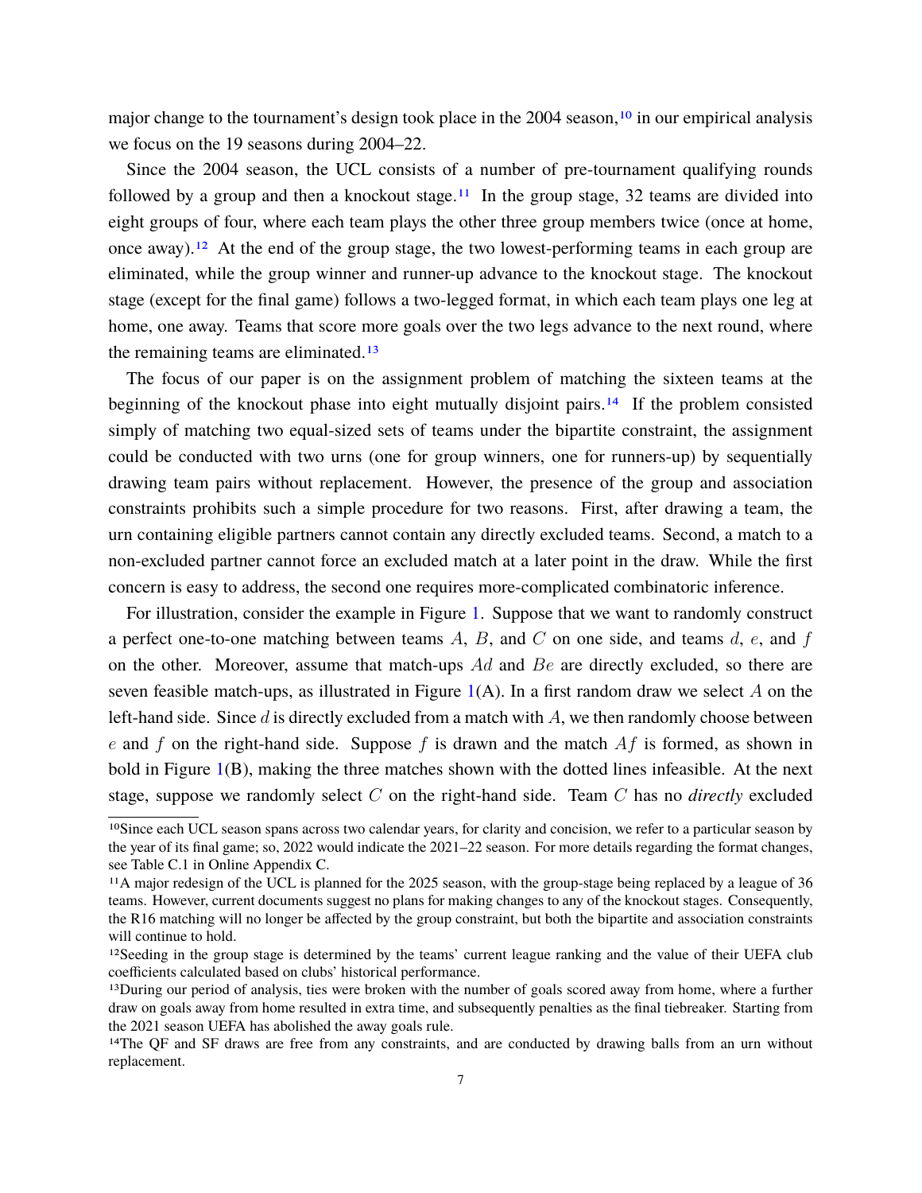major change to the tournament's design took place in the 2004 season,[10] in our empirical analysis we focus on the 19 seasons during 2004–22.

Since the 2004 season, the UCL consists of a number of pre-tournament qualifying rounds followed by a group and then a knockout stage.[11] In the group stage, 32 teams are divided into eight groups of four, where each team plays the other three group members twice (once at home, once away).[12] At the end of the group stage, the two lowest-performing teams in each group are eliminated, while the group winner and runner-up advance to the knockout stage. The knockout stage (except for the final game) follows a two-legged format, in which each team plays one leg at home, one away. Teams that score more goals over the two legs advance to the next round, where the remaining teams are eliminated.[13]

The focus of our paper is on the assignment problem of matching the sixteen teams at the beginning of the knockout phase into eight mutually disjoint pairs.[14] If the problem consisted simply of matching two equal-sized sets of teams under the bipartite constraint, the assignment could be conducted with two urns (one for group winners, one for runners-up) by sequentially drawing team pairs without replacement. However, the presence of the group and association constraints prohibits such a simple procedure for two reasons. First, after drawing a team, the urn containing eligible partners cannot contain any directly excluded teams. Second, a match to a non-excluded partner cannot force an excluded match at a later point in the draw. While the first concern is easy to address, the second one requires more-complicated combinatoric inference.

For illustration, consider the example in Figure 1. Suppose that we want to randomly construct a perfect one-to-one matching between teams $A$, $B$, and $C$ on one side, and teams $d$, $e$, and $f$ on the other. Moreover, assume that match-ups $Ad$ and $Be$ are directly excluded, so there are seven feasible match-ups, as illustrated in Figure 1(A). In a first random draw we select $A$ on the left-hand side. Since $d$ is directly excluded from a match with $A$, we then randomly choose between $e$ and $f$ on the right-hand side. Suppose $f$ is drawn and the match $Af$ is formed, as shown in bold in Figure 1(B), making the three matches shown with the dotted lines infeasible. At the next stage, suppose we randomly select $C$ on the right-hand side. Team $C$ has no *directly* excluded

---

[10] Since each UCL season spans across two calendar years, for clarity and concision, we refer to a particular season by the year of its final game; so, 2022 would indicate the 2021–22 season. For more details regarding the format changes, see Table C.1 in Online Appendix C.

[11] A major redesign of the UCL is planned for the 2025 season, with the group-stage being replaced by a league of 36 teams. However, current documents suggest no plans for making changes to any of the knockout stages. Consequently, the R16 matching will no longer be affected by the group constraint, but both the bipartite and association constraints will continue to hold.

[12] Seeding in the group stage is determined by the teams' current league ranking and the value of their UEFA club coefficients calculated based on clubs' historical performance.

[13] During our period of analysis, ties were broken with the number of goals scored away from home, where a further draw on goals away from home resulted in extra time, and subsequently penalties as the final tiebreaker. Starting from the 2021 season UEFA has abolished the away goals rule.

[14] The QF and SF draws are free from any constraints, and are conducted by drawing balls from an urn without replacement.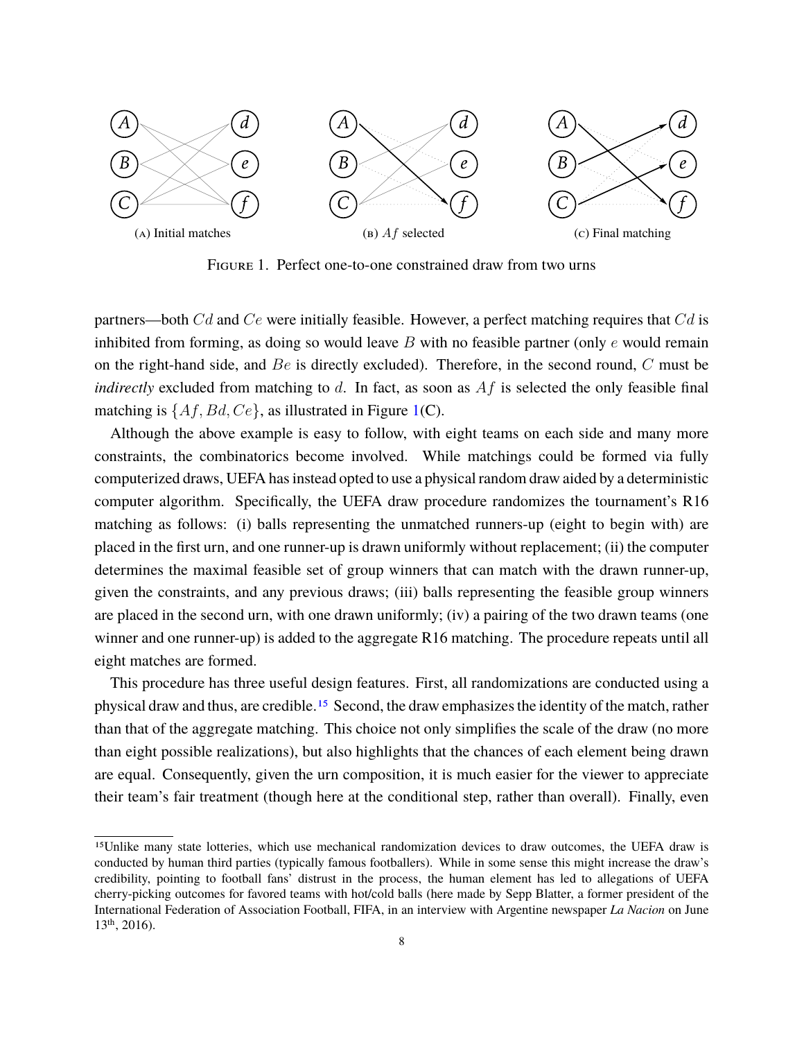(A) Initial matches

(B) $Af$ selected

(C) Final matching

Figure 1. Perfect one-to-one constrained draw from two urns

partners—both $Cd$ and $Ce$ were initially feasible. However, a perfect matching requires that $Cd$ is inhibited from forming, as doing so would leave $B$ with no feasible partner (only $e$ would remain on the right-hand side, and $Be$ is directly excluded). Therefore, in the second round, $C$ must be *indirectly* excluded from matching to $d$. In fact, as soon as $Af$ is selected the only feasible final matching is $\{Af, Bd, Ce\}$, as illustrated in Figure 1(C).

Although the above example is easy to follow, with eight teams on each side and many more constraints, the combinatorics become involved. While matchings could be formed via fully computerized draws, UEFA has instead opted to use a physical random draw aided by a deterministic computer algorithm. Specifically, the UEFA draw procedure randomizes the tournament's R16 matching as follows: (i) balls representing the unmatched runners-up (eight to begin with) are placed in the first urn, and one runner-up is drawn uniformly without replacement; (ii) the computer determines the maximal feasible set of group winners that can match with the drawn runner-up, given the constraints, and any previous draws; (iii) balls representing the feasible group winners are placed in the second urn, with one drawn uniformly; (iv) a pairing of the two drawn teams (one winner and one runner-up) is added to the aggregate R16 matching. The procedure repeats until all eight matches are formed.

This procedure has three useful design features. First, all randomizations are conducted using a physical draw and thus, are credible.[15] Second, the draw emphasizes the identity of the match, rather than that of the aggregate matching. This choice not only simplifies the scale of the draw (no more than eight possible realizations), but also highlights that the chances of each element being drawn are equal. Consequently, given the urn composition, it is much easier for the viewer to appreciate their team's fair treatment (though here at the conditional step, rather than overall). Finally, even

[15] Unlike many state lotteries, which use mechanical randomization devices to draw outcomes, the UEFA draw is conducted by human third parties (typically famous footballers). While in some sense this might increase the draw's credibility, pointing to football fans' distrust in the process, the human element has led to allegations of UEFA cherry-picking outcomes for favored teams with hot/cold balls (here made by Sepp Blatter, a former president of the International Federation of Association Football, FIFA, in an interview with Argentine newspaper *La Nacion* on June 13th, 2016).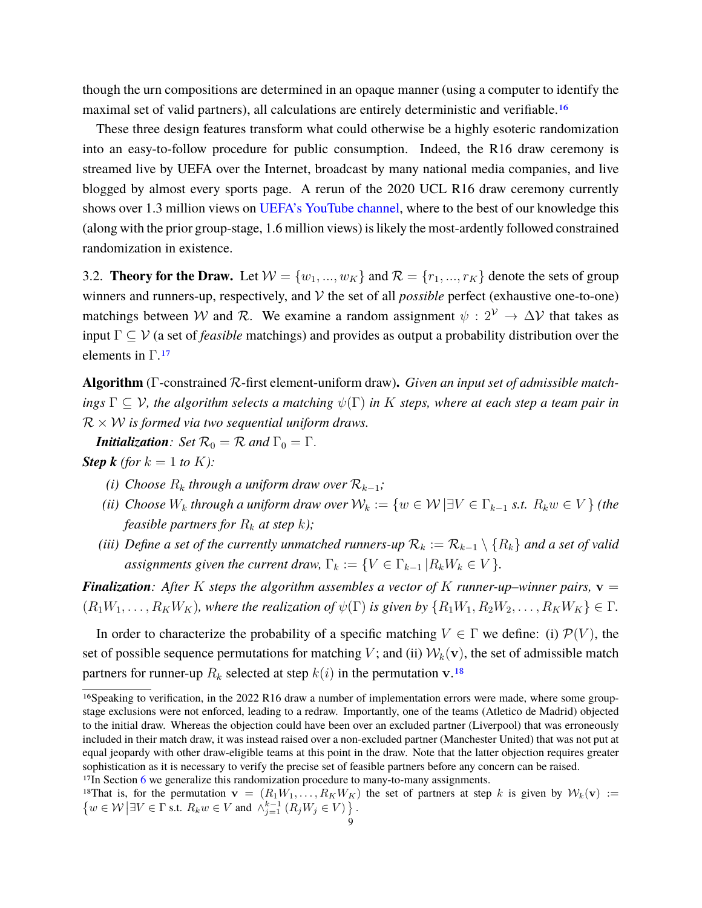though the urn compositions are determined in an opaque manner (using a computer to identify the maximal set of valid partners), all calculations are entirely deterministic and verifiable.[16]

These three design features transform what could otherwise be a highly esoteric randomization into an easy-to-follow procedure for public consumption. Indeed, the R16 draw ceremony is streamed live by UEFA over the Internet, broadcast by many national media companies, and live blogged by almost every sports page. A rerun of the 2020 UCL R16 draw ceremony currently shows over 1.3 million views on UEFA's YouTube channel, where to the best of our knowledge this (along with the prior group-stage, 1.6 million views) is likely the most-ardently followed constrained randomization in existence.

3.2. **Theory for the Draw.** Let $\mathcal{W} = \{w_1, ..., w_K\}$ and $\mathcal{R} = \{r_1, ..., r_K\}$ denote the sets of group winners and runners-up, respectively, and $\mathcal{V}$ the set of all *possible* perfect (exhaustive one-to-one) matchings between $\mathcal{W}$ and $\mathcal{R}$. We examine a random assignment $\psi : 2^{\mathcal{V}} \to \Delta\mathcal{V}$ that takes as input $\Gamma \subseteq \mathcal{V}$ (a set of *feasible* matchings) and provides as output a probability distribution over the elements in $\Gamma$.[17]

**Algorithm** ($\Gamma$-constrained $\mathcal{R}$-first element-uniform draw)**.** *Given an input set of admissible matchings $\Gamma \subseteq \mathcal{V}$, the algorithm selects a matching $\psi(\Gamma)$ in $K$ steps, where at each step a team pair in $\mathcal{R} \times \mathcal{W}$ is formed via two sequential uniform draws.*

***Initialization**: Set $\mathcal{R}_0 = \mathcal{R}$ and $\Gamma_0 = \Gamma$.*

***Step k** (for $k = 1$ to $K$):*

- *(i) Choose $R_k$ through a uniform draw over $\mathcal{R}_{k-1}$;*
- *(ii) Choose $W_k$ through a uniform draw over $\mathcal{W}_k := \{w \in \mathcal{W} \,|\, \exists V \in \Gamma_{k-1} \text{ s.t. } R_k w \in V\}$ (the feasible partners for $R_k$ at step $k$);*
- *(iii) Define a set of the currently unmatched runners-up $\mathcal{R}_k := \mathcal{R}_{k-1} \setminus \{R_k\}$ and a set of valid assignments given the current draw, $\Gamma_k := \{V \in \Gamma_{k-1} \,|\, R_k W_k \in V\}$.*

***Finalization**: After $K$ steps the algorithm assembles a vector of $K$ runner-up–winner pairs, $\mathbf{v} = (R_1W_1, \ldots, R_KW_K)$, where the realization of $\psi(\Gamma)$ is given by $\{R_1W_1, R_2W_2, \ldots, R_KW_K\} \in \Gamma$.*

In order to characterize the probability of a specific matching $V \in \Gamma$ we define: (i) $\mathcal{P}(V)$, the set of possible sequence permutations for matching $V$; and (ii) $\mathcal{W}_k(\mathbf{v})$, the set of admissible match partners for runner-up $R_k$ selected at step $k(i)$ in the permutation $\mathbf{v}$.[18]

[16] Speaking to verification, in the 2022 R16 draw a number of implementation errors were made, where some group-stage exclusions were not enforced, leading to a redraw. Importantly, one of the teams (Atletico de Madrid) objected to the initial draw. Whereas the objection could have been over an excluded partner (Liverpool) that was erroneously included in their match draw, it was instead raised over a non-excluded partner (Manchester United) that was not put at equal jeopardy with other draw-eligible teams at this point in the draw. Note that the latter objection requires greater sophistication as it is necessary to verify the precise set of feasible partners before any concern can be raised.

[17] In Section 6 we generalize this randomization procedure to many-to-many assignments.

[18] That is, for the permutation $\mathbf{v} = (R_1W_1, \ldots, R_KW_K)$ the set of partners at step $k$ is given by $\mathcal{W}_k(\mathbf{v}) := \left\{w \in \mathcal{W} \,\middle|\, \exists V \in \Gamma \text{ s.t. } R_k w \in V \text{ and } \wedge_{j=1}^{k-1} (R_j W_j \in V)\right\}$.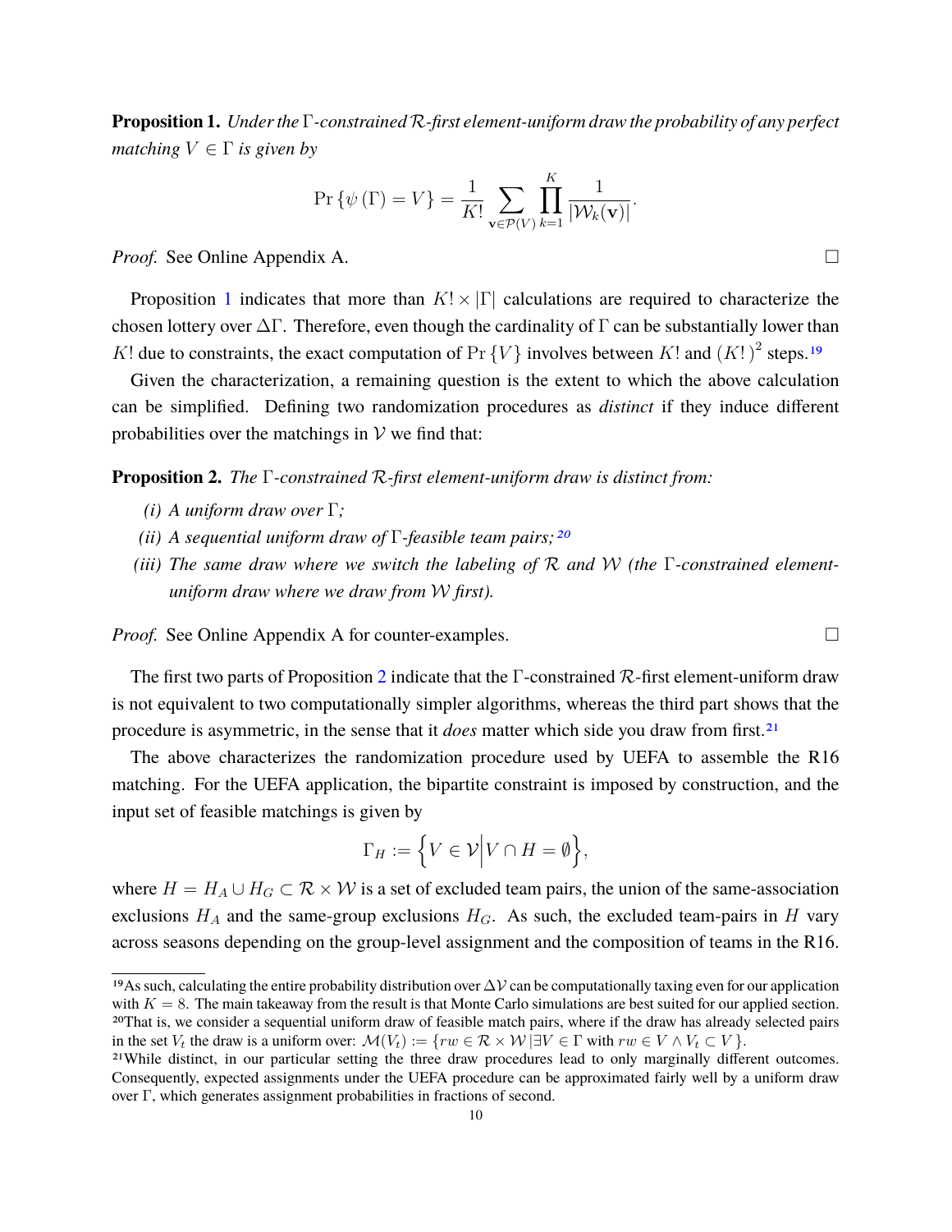**Proposition 1.** *Under the $\Gamma$-constrained $\mathcal{R}$-first element-uniform draw the probability of any perfect matching $V \in \Gamma$ is given by*

$$\Pr\left\{\psi\left(\Gamma\right) = V\right\} = \frac{1}{K!} \sum_{\mathbf{v} \in \mathcal{P}(V)} \prod_{k=1}^{K} \frac{1}{|\mathcal{W}_k(\mathbf{v})|}.$$

*Proof.* See Online Appendix A. □

Proposition 1 indicates that more than $K! \times |\Gamma|$ calculations are required to characterize the chosen lottery over $\Delta\Gamma$. Therefore, even though the cardinality of $\Gamma$ can be substantially lower than $K!$ due to constraints, the exact computation of $\Pr\{V\}$ involves between $K!$ and $(K!)^2$ steps.[19]

Given the characterization, a remaining question is the extent to which the above calculation can be simplified. Defining two randomization procedures as *distinct* if they induce different probabilities over the matchings in $\mathcal{V}$ we find that:

**Proposition 2.** *The $\Gamma$-constrained $\mathcal{R}$-first element-uniform draw is distinct from:*

*(i) A uniform draw over $\Gamma$;*

*(ii) A sequential uniform draw of $\Gamma$-feasible team pairs;*[20]

*(iii) The same draw where we switch the labeling of $\mathcal{R}$ and $\mathcal{W}$ (the $\Gamma$-constrained element-uniform draw where we draw from $\mathcal{W}$ first).*

*Proof.* See Online Appendix A for counter-examples. □

The first two parts of Proposition 2 indicate that the $\Gamma$-constrained $\mathcal{R}$-first element-uniform draw is not equivalent to two computationally simpler algorithms, whereas the third part shows that the procedure is asymmetric, in the sense that it *does* matter which side you draw from first.[21]

The above characterizes the randomization procedure used by UEFA to assemble the R16 matching. For the UEFA application, the bipartite constraint is imposed by construction, and the input set of feasible matchings is given by

$$\Gamma_H := \left\{ V \in \mathcal{V} \middle| V \cap H = \emptyset \right\},$$

where $H = H_A \cup H_G \subset \mathcal{R} \times \mathcal{W}$ is a set of excluded team pairs, the union of the same-association exclusions $H_A$ and the same-group exclusions $H_G$. As such, the excluded team-pairs in $H$ vary across seasons depending on the group-level assignment and the composition of teams in the R16.

[19] As such, calculating the entire probability distribution over $\Delta\mathcal{V}$ can be computationally taxing even for our application with $K = 8$. The main takeaway from the result is that Monte Carlo simulations are best suited for our applied section.

[20] That is, we consider a sequential uniform draw of feasible match pairs, where if the draw has already selected pairs in the set $V_t$ the draw is a uniform over: $\mathcal{M}(V_t) := \{rw \in \mathcal{R} \times \mathcal{W} \,|\, \exists V \in \Gamma \text{ with } rw \in V \wedge V_t \subset V\}$.

[21] While distinct, in our particular setting the three draw procedures lead to only marginally different outcomes. Consequently, expected assignments under the UEFA procedure can be approximated fairly well by a uniform draw over $\Gamma$, which generates assignment probabilities in fractions of second.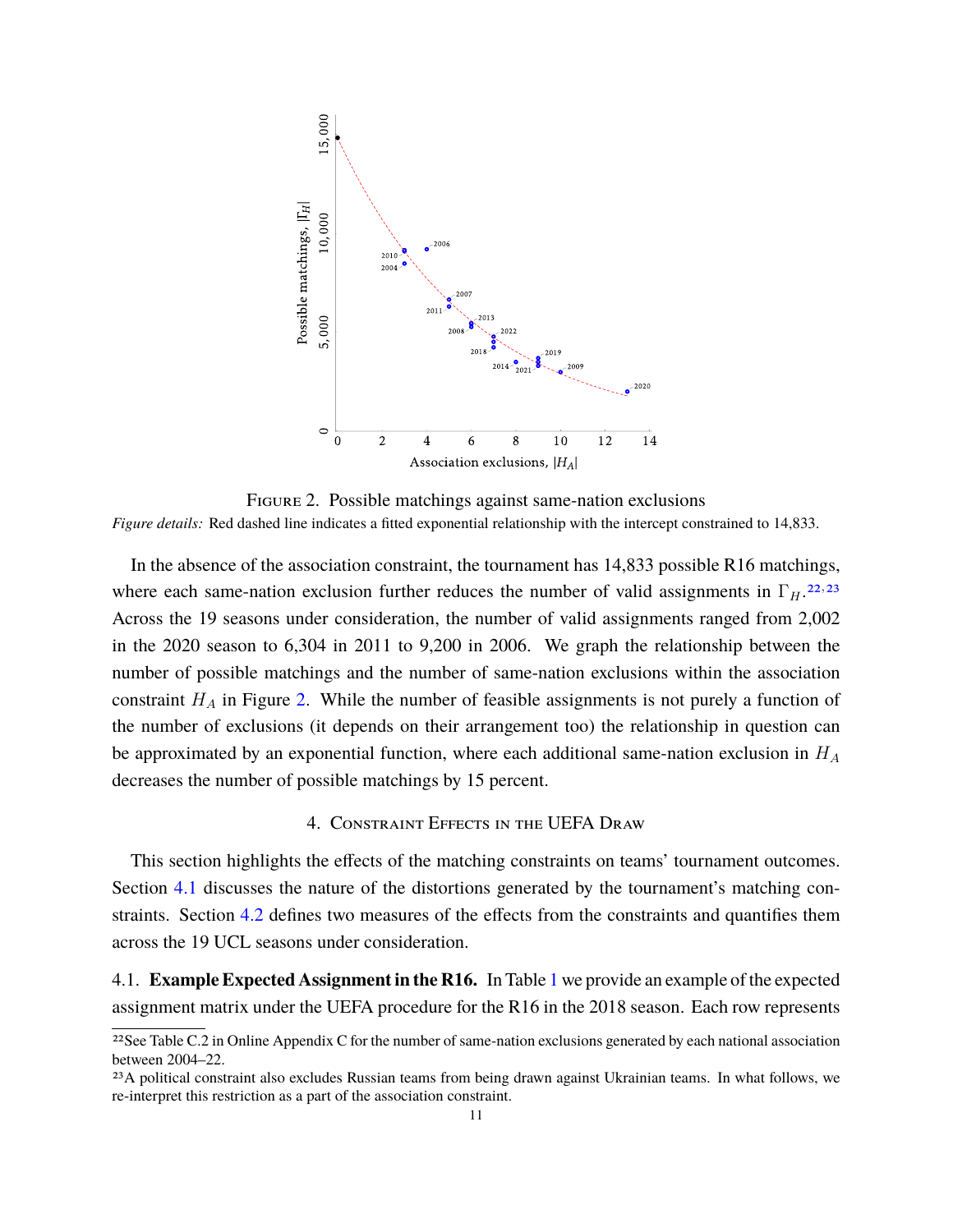FIGURE 2. Possible matchings against same-nation exclusions

*Figure details:* Red dashed line indicates a fitted exponential relationship with the intercept constrained to 14,833.

In the absence of the association constraint, the tournament has 14,833 possible R16 matchings, where each same-nation exclusion further reduces the number of valid assignments in $\Gamma_H$.[22,23] Across the 19 seasons under consideration, the number of valid assignments ranged from 2,002 in the 2020 season to 6,304 in 2011 to 9,200 in 2006. We graph the relationship between the number of possible matchings and the number of same-nation exclusions within the association constraint $H_A$ in Figure 2. While the number of feasible assignments is not purely a function of the number of exclusions (it depends on their arrangement too) the relationship in question can be approximated by an exponential function, where each additional same-nation exclusion in $H_A$ decreases the number of possible matchings by 15 percent.

## 4. Constraint Effects in the UEFA Draw

This section highlights the effects of the matching constraints on teams' tournament outcomes. Section 4.1 discusses the nature of the distortions generated by the tournament's matching constraints. Section 4.2 defines two measures of the effects from the constraints and quantifies them across the 19 UCL seasons under consideration.

### 4.1. Example Expected Assignment in the R16.

In Table 1 we provide an example of the expected assignment matrix under the UEFA procedure for the R16 in the 2018 season. Each row represents

[22]See Table C.2 in Online Appendix C for the number of same-nation exclusions generated by each national association between 2004–22.

[23]A political constraint also excludes Russian teams from being drawn against Ukrainian teams. In what follows, we re-interpret this restriction as a part of the association constraint.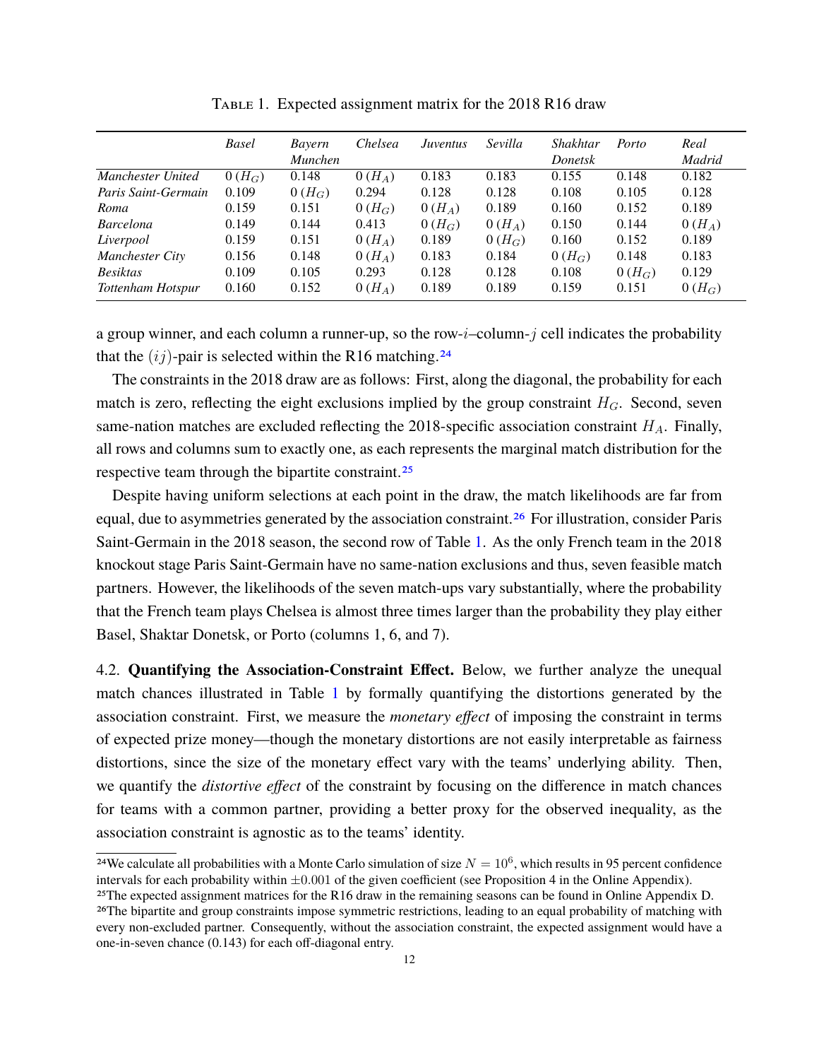Table 1. Expected assignment matrix for the 2018 R16 draw

| | *Basel* | *Bayern Munchen* | *Chelsea* | *Juventus* | *Sevilla* | *Shakhtar Donetsk* | *Porto* | *Real Madrid* |
|---|---|---|---|---|---|---|---|---|
| *Manchester United* | $0\,(H_G)$ | 0.148 | $0\,(H_A)$ | 0.183 | 0.183 | 0.155 | 0.148 | 0.182 |
| *Paris Saint-Germain* | 0.109 | $0\,(H_G)$ | 0.294 | 0.128 | 0.128 | 0.108 | 0.105 | 0.128 |
| *Roma* | 0.159 | 0.151 | $0\,(H_G)$ | $0\,(H_A)$ | 0.189 | 0.160 | 0.152 | 0.189 |
| *Barcelona* | 0.149 | 0.144 | 0.413 | $0\,(H_G)$ | $0\,(H_A)$ | 0.150 | 0.144 | $0\,(H_A)$ |
| *Liverpool* | 0.159 | 0.151 | $0\,(H_A)$ | 0.189 | $0\,(H_G)$ | 0.160 | 0.152 | 0.189 |
| *Manchester City* | 0.156 | 0.148 | $0\,(H_A)$ | 0.183 | 0.184 | $0\,(H_G)$ | 0.148 | 0.183 |
| *Besiktas* | 0.109 | 0.105 | 0.293 | 0.128 | 0.128 | 0.108 | $0\,(H_G)$ | 0.129 |
| *Tottenham Hotspur* | 0.160 | 0.152 | $0\,(H_A)$ | 0.189 | 0.189 | 0.159 | 0.151 | $0\,(H_G)$ |

a group winner, and each column a runner-up, so the row-$i$–column-$j$ cell indicates the probability that the $(ij)$-pair is selected within the R16 matching.[24]

The constraints in the 2018 draw are as follows: First, along the diagonal, the probability for each match is zero, reflecting the eight exclusions implied by the group constraint $H_G$. Second, seven same-nation matches are excluded reflecting the 2018-specific association constraint $H_A$. Finally, all rows and columns sum to exactly one, as each represents the marginal match distribution for the respective team through the bipartite constraint.[25]

Despite having uniform selections at each point in the draw, the match likelihoods are far from equal, due to asymmetries generated by the association constraint.[26] For illustration, consider Paris Saint-Germain in the 2018 season, the second row of Table 1. As the only French team in the 2018 knockout stage Paris Saint-Germain have no same-nation exclusions and thus, seven feasible match partners. However, the likelihoods of the seven match-ups vary substantially, where the probability that the French team plays Chelsea is almost three times larger than the probability they play either Basel, Shaktar Donetsk, or Porto (columns 1, 6, and 7).

4.2. **Quantifying the Association-Constraint Effect.** Below, we further analyze the unequal match chances illustrated in Table 1 by formally quantifying the distortions generated by the association constraint. First, we measure the *monetary effect* of imposing the constraint in terms of expected prize money—though the monetary distortions are not easily interpretable as fairness distortions, since the size of the monetary effect vary with the teams' underlying ability. Then, we quantify the *distortive effect* of the constraint by focusing on the difference in match chances for teams with a common partner, providing a better proxy for the observed inequality, as the association constraint is agnostic as to the teams' identity.

[24]We calculate all probabilities with a Monte Carlo simulation of size $N = 10^6$, which results in 95 percent confidence intervals for each probability within $\pm 0.001$ of the given coefficient (see Proposition 4 in the Online Appendix).

[25]The expected assignment matrices for the R16 draw in the remaining seasons can be found in Online Appendix D.

[26]The bipartite and group constraints impose symmetric restrictions, leading to an equal probability of matching with every non-excluded partner. Consequently, without the association constraint, the expected assignment would have a one-in-seven chance (0.143) for each off-diagonal entry.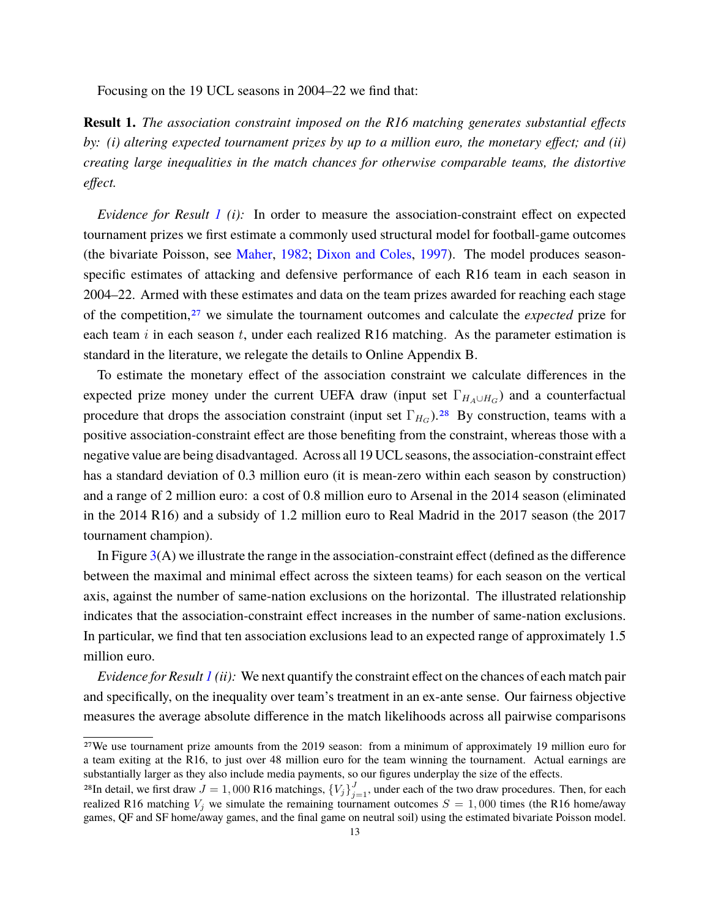Focusing on the 19 UCL seasons in 2004–22 we find that:

**Result 1.** *The association constraint imposed on the R16 matching generates substantial effects by: (i) altering expected tournament prizes by up to a million euro, the monetary effect; and (ii) creating large inequalities in the match chances for otherwise comparable teams, the distortive effect.*

*Evidence for Result 1 (i):* In order to measure the association-constraint effect on expected tournament prizes we first estimate a commonly used structural model for football-game outcomes (the bivariate Poisson, see Maher, 1982; Dixon and Coles, 1997). The model produces season-specific estimates of attacking and defensive performance of each R16 team in each season in 2004–22. Armed with these estimates and data on the team prizes awarded for reaching each stage of the competition,[27] we simulate the tournament outcomes and calculate the *expected* prize for each team $i$ in each season $t$, under each realized R16 matching. As the parameter estimation is standard in the literature, we relegate the details to Online Appendix B.

To estimate the monetary effect of the association constraint we calculate differences in the expected prize money under the current UEFA draw (input set $\Gamma_{H_A \cup H_G}$) and a counterfactual procedure that drops the association constraint (input set $\Gamma_{H_G}$).[28] By construction, teams with a positive association-constraint effect are those benefiting from the constraint, whereas those with a negative value are being disadvantaged. Across all 19 UCL seasons, the association-constraint effect has a standard deviation of 0.3 million euro (it is mean-zero within each season by construction) and a range of 2 million euro: a cost of 0.8 million euro to Arsenal in the 2014 season (eliminated in the 2014 R16) and a subsidy of 1.2 million euro to Real Madrid in the 2017 season (the 2017 tournament champion).

In Figure 3(A) we illustrate the range in the association-constraint effect (defined as the difference between the maximal and minimal effect across the sixteen teams) for each season on the vertical axis, against the number of same-nation exclusions on the horizontal. The illustrated relationship indicates that the association-constraint effect increases in the number of same-nation exclusions. In particular, we find that ten association exclusions lead to an expected range of approximately 1.5 million euro.

*Evidence for Result 1 (ii):* We next quantify the constraint effect on the chances of each match pair and specifically, on the inequality over team's treatment in an ex-ante sense. Our fairness objective measures the average absolute difference in the match likelihoods across all pairwise comparisons

[27] We use tournament prize amounts from the 2019 season: from a minimum of approximately 19 million euro for a team exiting at the R16, to just over 48 million euro for the team winning the tournament. Actual earnings are substantially larger as they also include media payments, so our figures underplay the size of the effects.

[28] In detail, we first draw $J = 1,000$ R16 matchings, $\{V_j\}_{j=1}^{J}$, under each of the two draw procedures. Then, for each realized R16 matching $V_j$ we simulate the remaining tournament outcomes $S = 1,000$ times (the R16 home/away games, QF and SF home/away games, and the final game on neutral soil) using the estimated bivariate Poisson model.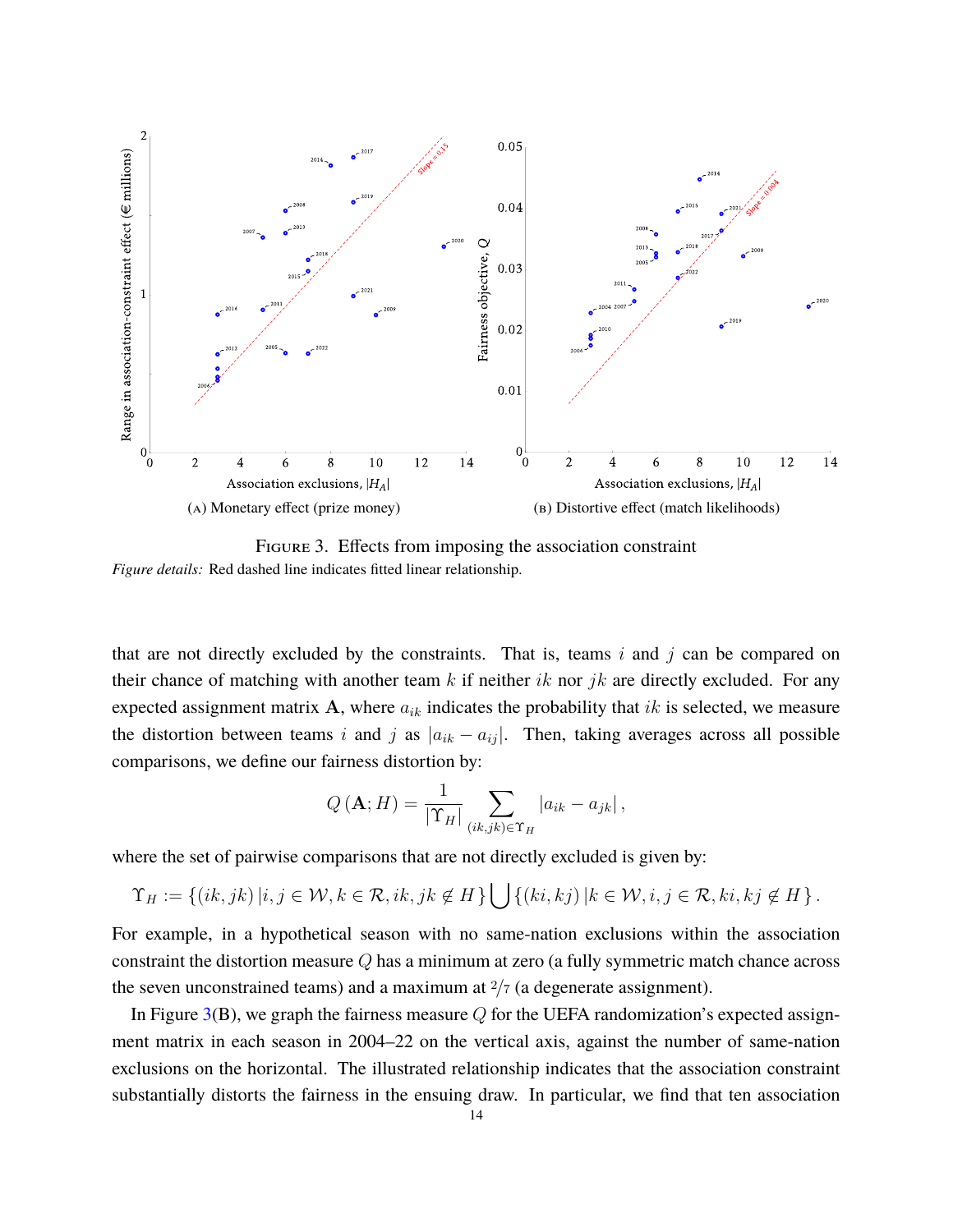(A) Monetary effect (prize money)

(B) Distortive effect (match likelihoods)

FIGURE 3. Effects from imposing the association constraint

*Figure details:* Red dashed line indicates fitted linear relationship.

that are not directly excluded by the constraints. That is, teams $i$ and $j$ can be compared on their chance of matching with another team $k$ if neither $ik$ nor $jk$ are directly excluded. For any expected assignment matrix $\mathbf{A}$, where $a_{ik}$ indicates the probability that $ik$ is selected, we measure the distortion between teams $i$ and $j$ as $|a_{ik} - a_{ij}|$. Then, taking averages across all possible comparisons, we define our fairness distortion by:

$$Q\left(\mathbf{A}; H\right) = \frac{1}{|\Upsilon_H|} \sum_{(ik,jk)\in\Upsilon_H} |a_{ik} - a_{jk}|\,,$$

where the set of pairwise comparisons that are not directly excluded is given by:

$$\Upsilon_H := \left\{(ik, jk)\,|i, j \in \mathcal{W}, k \in \mathcal{R}, ik, jk \notin H\right\} \bigcup \left\{(ki, kj)\,|k \in \mathcal{W}, i, j \in \mathcal{R}, ki, kj \notin H\right\}.$$

For example, in a hypothetical season with no same-nation exclusions within the association constraint the distortion measure $Q$ has a minimum at zero (a fully symmetric match chance across the seven unconstrained teams) and a maximum at $^2/_7$ (a degenerate assignment).

In Figure 3(B), we graph the fairness measure $Q$ for the UEFA randomization's expected assignment matrix in each season in 2004–22 on the vertical axis, against the number of same-nation exclusions on the horizontal. The illustrated relationship indicates that the association constraint substantially distorts the fairness in the ensuing draw. In particular, we find that ten association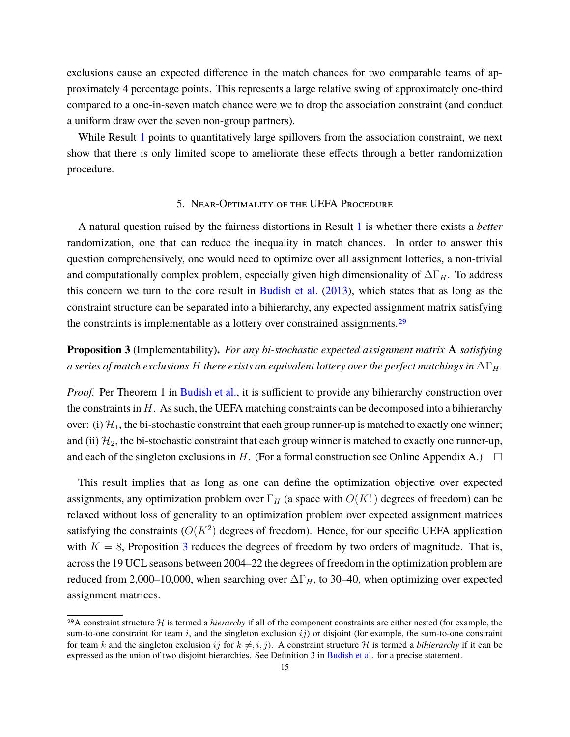exclusions cause an expected difference in the match chances for two comparable teams of approximately 4 percentage points. This represents a large relative swing of approximately one-third compared to a one-in-seven match chance were we to drop the association constraint (and conduct a uniform draw over the seven non-group partners).

While Result 1 points to quantitatively large spillovers from the association constraint, we next show that there is only limited scope to ameliorate these effects through a better randomization procedure.

## 5. Near-Optimality of the UEFA Procedure

A natural question raised by the fairness distortions in Result 1 is whether there exists a *better* randomization, one that can reduce the inequality in match chances. In order to answer this question comprehensively, one would need to optimize over all assignment lotteries, a non-trivial and computationally complex problem, especially given high dimensionality of $\Delta\Gamma_H$. To address this concern we turn to the core result in Budish et al. (2013), which states that as long as the constraint structure can be separated into a bihierarchy, any expected assignment matrix satisfying the constraints is implementable as a lottery over constrained assignments.[29]

**Proposition 3** (Implementability)**.** *For any bi-stochastic expected assignment matrix* $\mathbf{A}$ *satisfying a series of match exclusions* $H$ *there exists an equivalent lottery over the perfect matchings in* $\Delta\Gamma_H$*.*

*Proof.* Per Theorem 1 in Budish et al., it is sufficient to provide any bihierarchy construction over the constraints in $H$. As such, the UEFA matching constraints can be decomposed into a bihierarchy over: (i) $\mathcal{H}_1$, the bi-stochastic constraint that each group runner-up is matched to exactly one winner; and (ii) $\mathcal{H}_2$, the bi-stochastic constraint that each group winner is matched to exactly one runner-up, and each of the singleton exclusions in $H$. (For a formal construction see Online Appendix A.) □

This result implies that as long as one can define the optimization objective over expected assignments, any optimization problem over $\Gamma_H$ (a space with $O(K!)$ degrees of freedom) can be relaxed without loss of generality to an optimization problem over expected assignment matrices satisfying the constraints ($O(K^2)$ degrees of freedom). Hence, for our specific UEFA application with $K = 8$, Proposition 3 reduces the degrees of freedom by two orders of magnitude. That is, across the 19 UCL seasons between 2004–22 the degrees of freedom in the optimization problem are reduced from 2,000–10,000, when searching over $\Delta\Gamma_H$, to 30–40, when optimizing over expected assignment matrices.

[29] A constraint structure $\mathcal{H}$ is termed a *hierarchy* if all of the component constraints are either nested (for example, the sum-to-one constraint for team $i$, and the singleton exclusion $ij$) or disjoint (for example, the sum-to-one constraint for team $k$ and the singleton exclusion $ij$ for $k \neq, i, j$). A constraint structure $\mathcal{H}$ is termed a *bihierarchy* if it can be expressed as the union of two disjoint hierarchies. See Definition 3 in Budish et al. for a precise statement.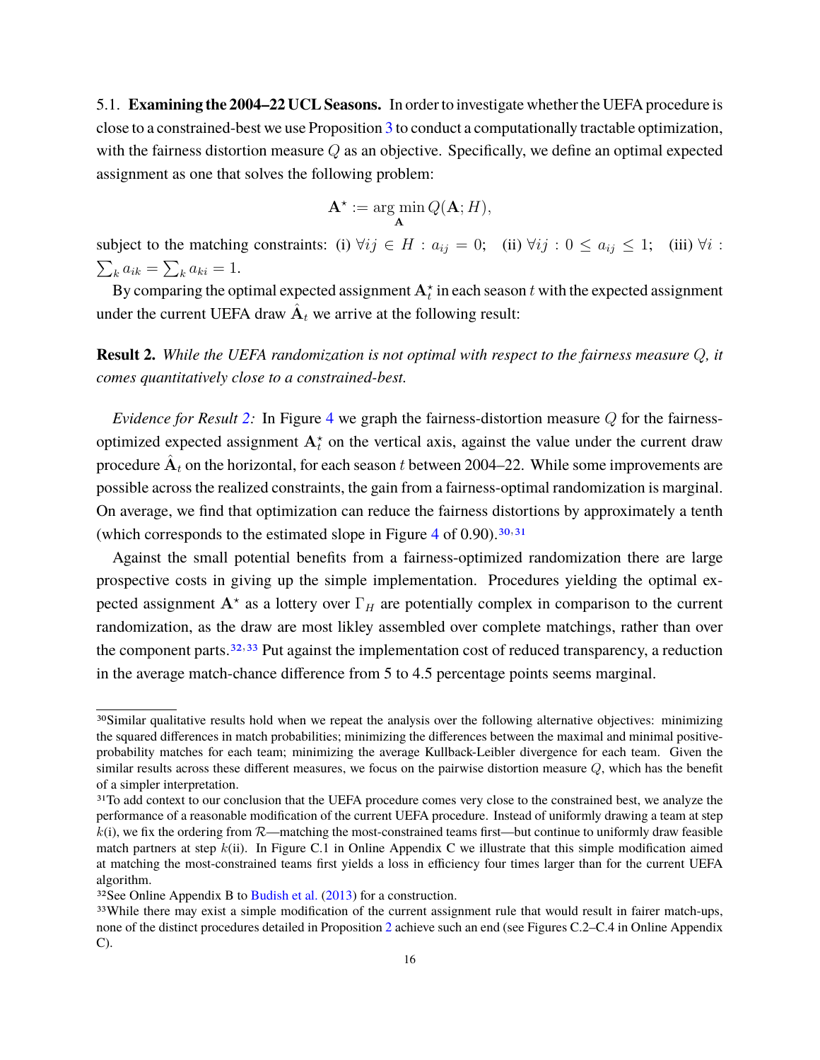5.1. **Examining the 2004–22 UCL Seasons.** In order to investigate whether the UEFA procedure is close to a constrained-best we use Proposition 3 to conduct a computationally tractable optimization, with the fairness distortion measure $Q$ as an objective. Specifically, we define an optimal expected assignment as one that solves the following problem:

$$\mathbf{A}^{\star} := \arg\min_{\mathbf{A}} Q(\mathbf{A}; H),$$

subject to the matching constraints: (i) $\forall ij \in H : a_{ij} = 0$; (ii) $\forall ij : 0 \leq a_{ij} \leq 1$; (iii) $\forall i : \sum_k a_{ik} = \sum_k a_{ki} = 1$.

By comparing the optimal expected assignment $\mathbf{A}_t^{\star}$ in each season $t$ with the expected assignment under the current UEFA draw $\hat{\mathbf{A}}_t$ we arrive at the following result:

**Result 2.** *While the UEFA randomization is not optimal with respect to the fairness measure $Q$, it comes quantitatively close to a constrained-best.*

*Evidence for Result 2:* In Figure 4 we graph the fairness-distortion measure $Q$ for the fairness-optimized expected assignment $\mathbf{A}_t^{\star}$ on the vertical axis, against the value under the current draw procedure $\hat{\mathbf{A}}_t$ on the horizontal, for each season $t$ between 2004–22. While some improvements are possible across the realized constraints, the gain from a fairness-optimal randomization is marginal. On average, we find that optimization can reduce the fairness distortions by approximately a tenth (which corresponds to the estimated slope in Figure 4 of 0.90).[30,31]

Against the small potential benefits from a fairness-optimized randomization there are large prospective costs in giving up the simple implementation. Procedures yielding the optimal expected assignment $\mathbf{A}^{\star}$ as a lottery over $\Gamma_H$ are potentially complex in comparison to the current randomization, as the draw are most likley assembled over complete matchings, rather than over the component parts.[32,33] Put against the implementation cost of reduced transparency, a reduction in the average match-chance difference from 5 to 4.5 percentage points seems marginal.

---

[30] Similar qualitative results hold when we repeat the analysis over the following alternative objectives: minimizing the squared differences in match probabilities; minimizing the differences between the maximal and minimal positive-probability matches for each team; minimizing the average Kullback-Leibler divergence for each team. Given the similar results across these different measures, we focus on the pairwise distortion measure $Q$, which has the benefit of a simpler interpretation.

[31] To add context to our conclusion that the UEFA procedure comes very close to the constrained best, we analyze the performance of a reasonable modification of the current UEFA procedure. Instead of uniformly drawing a team at step $k$(i), we fix the ordering from $\mathcal{R}$—matching the most-constrained teams first—but continue to uniformly draw feasible match partners at step $k$(ii). In Figure C.1 in Online Appendix C we illustrate that this simple modification aimed at matching the most-constrained teams first yields a loss in efficiency four times larger than for the current UEFA algorithm.

[32] See Online Appendix B to Budish et al. (2013) for a construction.

[33] While there may exist a simple modification of the current assignment rule that would result in fairer match-ups, none of the distinct procedures detailed in Proposition 2 achieve such an end (see Figures C.2–C.4 in Online Appendix C).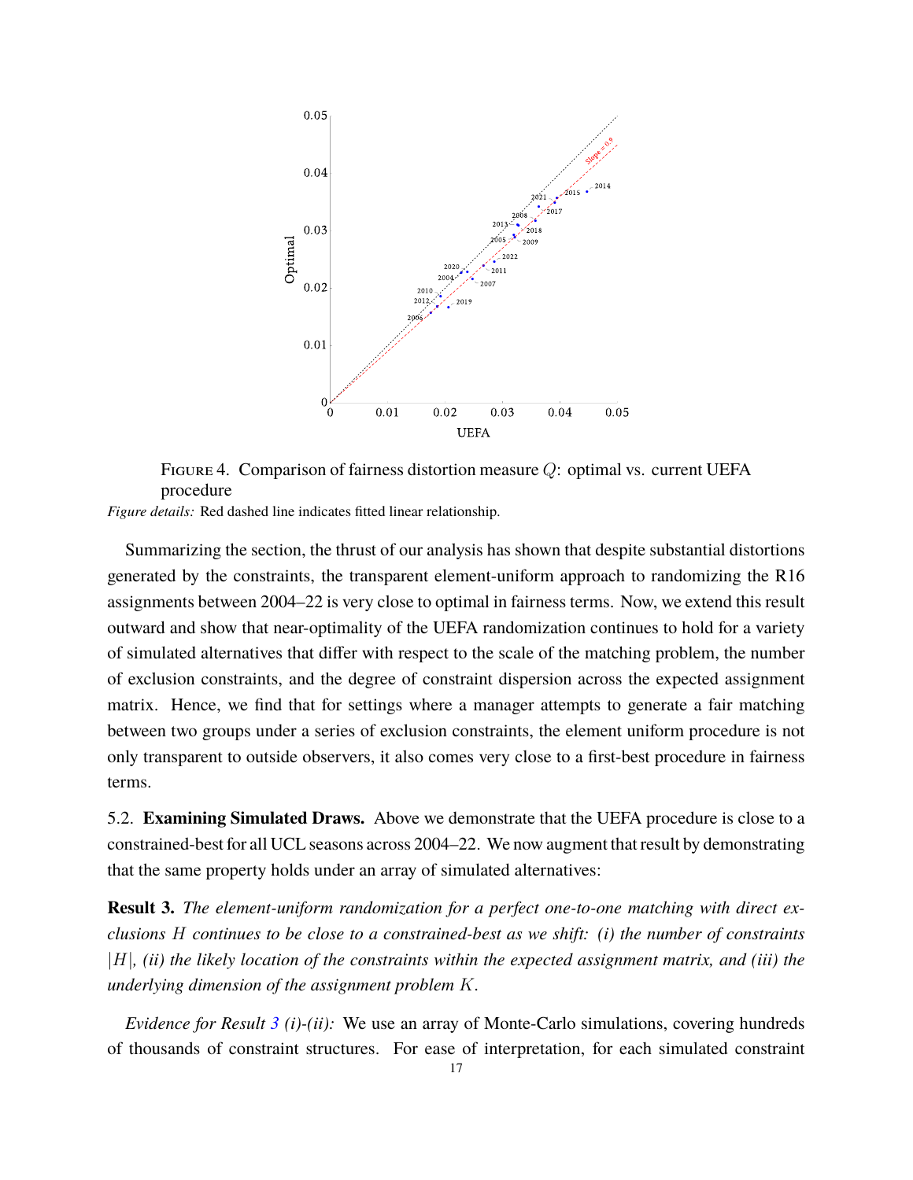FIGURE 4. Comparison of fairness distortion measure $Q$: optimal vs. current UEFA procedure

*Figure details:* Red dashed line indicates fitted linear relationship.

Summarizing the section, the thrust of our analysis has shown that despite substantial distortions generated by the constraints, the transparent element-uniform approach to randomizing the R16 assignments between 2004–22 is very close to optimal in fairness terms. Now, we extend this result outward and show that near-optimality of the UEFA randomization continues to hold for a variety of simulated alternatives that differ with respect to the scale of the matching problem, the number of exclusion constraints, and the degree of constraint dispersion across the expected assignment matrix. Hence, we find that for settings where a manager attempts to generate a fair matching between two groups under a series of exclusion constraints, the element uniform procedure is not only transparent to outside observers, it also comes very close to a first-best procedure in fairness terms.

5.2. **Examining Simulated Draws.** Above we demonstrate that the UEFA procedure is close to a constrained-best for all UCL seasons across 2004–22. We now augment that result by demonstrating that the same property holds under an array of simulated alternatives:

**Result 3.** *The element-uniform randomization for a perfect one-to-one matching with direct exclusions $H$ continues to be close to a constrained-best as we shift: (i) the number of constraints $|H|$, (ii) the likely location of the constraints within the expected assignment matrix, and (iii) the underlying dimension of the assignment problem $K$.*

*Evidence for Result 3 (i)-(ii):* We use an array of Monte-Carlo simulations, covering hundreds of thousands of constraint structures. For ease of interpretation, for each simulated constraint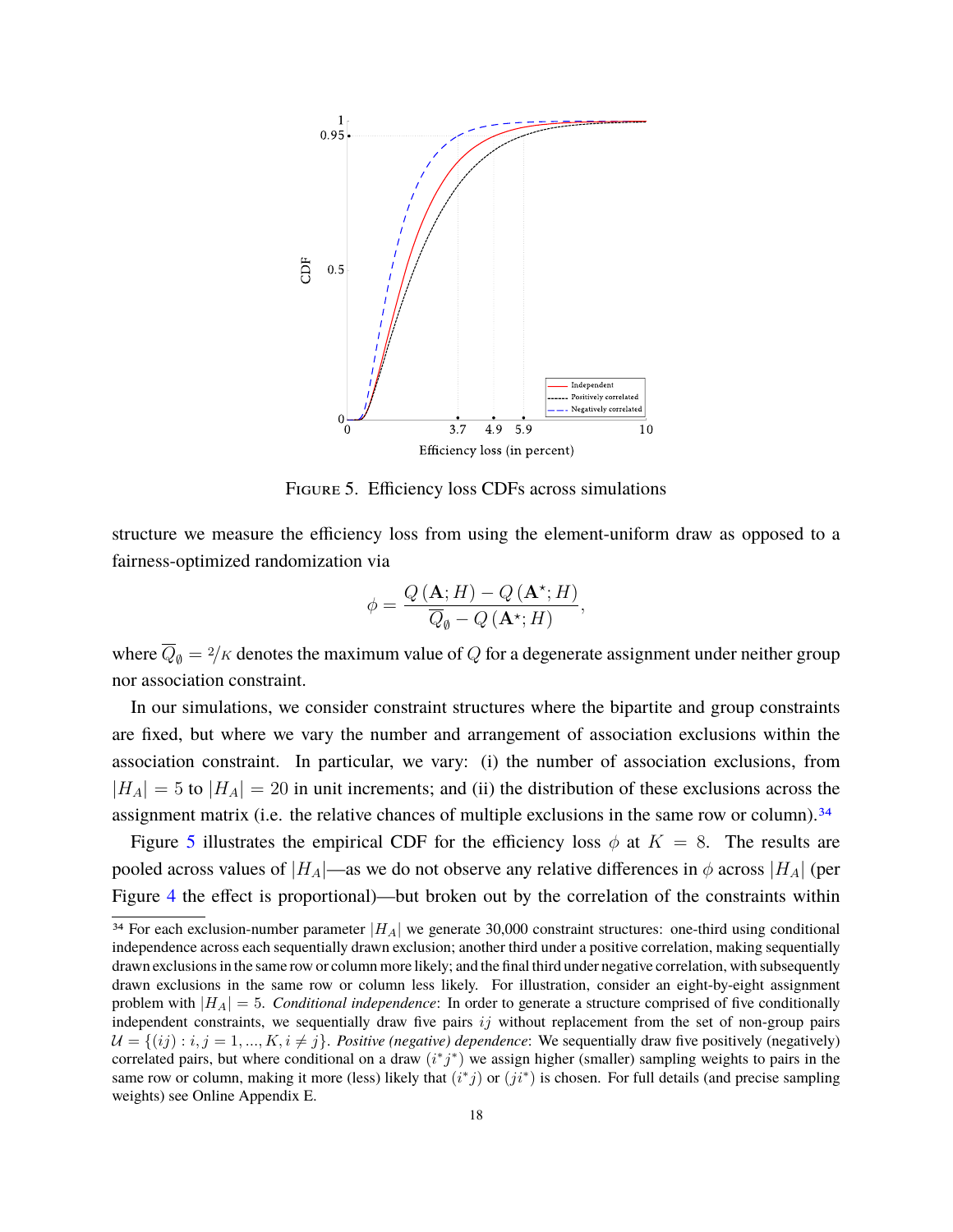FIGURE 5. Efficiency loss CDFs across simulations

structure we measure the efficiency loss from using the element-uniform draw as opposed to a fairness-optimized randomization via

$$\phi = \frac{Q(\mathbf{A}; H) - Q(\mathbf{A}^{\star}; H)}{\overline{Q}_{\emptyset} - Q(\mathbf{A}^{\star}; H)},$$

where $\overline{Q}_{\emptyset} = {}^{2}/_{K}$ denotes the maximum value of $Q$ for a degenerate assignment under neither group nor association constraint.

In our simulations, we consider constraint structures where the bipartite and group constraints are fixed, but where we vary the number and arrangement of association exclusions within the association constraint. In particular, we vary: (i) the number of association exclusions, from $|H_A| = 5$ to $|H_A| = 20$ in unit increments; and (ii) the distribution of these exclusions across the assignment matrix (i.e. the relative chances of multiple exclusions in the same row or column).[34]

Figure 5 illustrates the empirical CDF for the efficiency loss $\phi$ at $K = 8$. The results are pooled across values of $|H_A|$—as we do not observe any relative differences in $\phi$ across $|H_A|$ (per Figure 4 the effect is proportional)—but broken out by the correlation of the constraints within

[34] For each exclusion-number parameter $|H_A|$ we generate 30,000 constraint structures: one-third using conditional independence across each sequentially drawn exclusion; another third under a positive correlation, making sequentially drawn exclusions in the same row or column more likely; and the final third under negative correlation, with subsequently drawn exclusions in the same row or column less likely. For illustration, consider an eight-by-eight assignment problem with $|H_A| = 5$. *Conditional independence*: In order to generate a structure comprised of five conditionally independent constraints, we sequentially draw five pairs $ij$ without replacement from the set of non-group pairs $\mathcal{U} = \{(ij) : i, j = 1, ..., K, i \neq j\}$. *Positive (negative) dependence*: We sequentially draw five positively (negatively) correlated pairs, but where conditional on a draw $(i^* j^*)$ we assign higher (smaller) sampling weights to pairs in the same row or column, making it more (less) likely that $(i^* j)$ or $(j i^*)$ is chosen. For full details (and precise sampling weights) see Online Appendix E.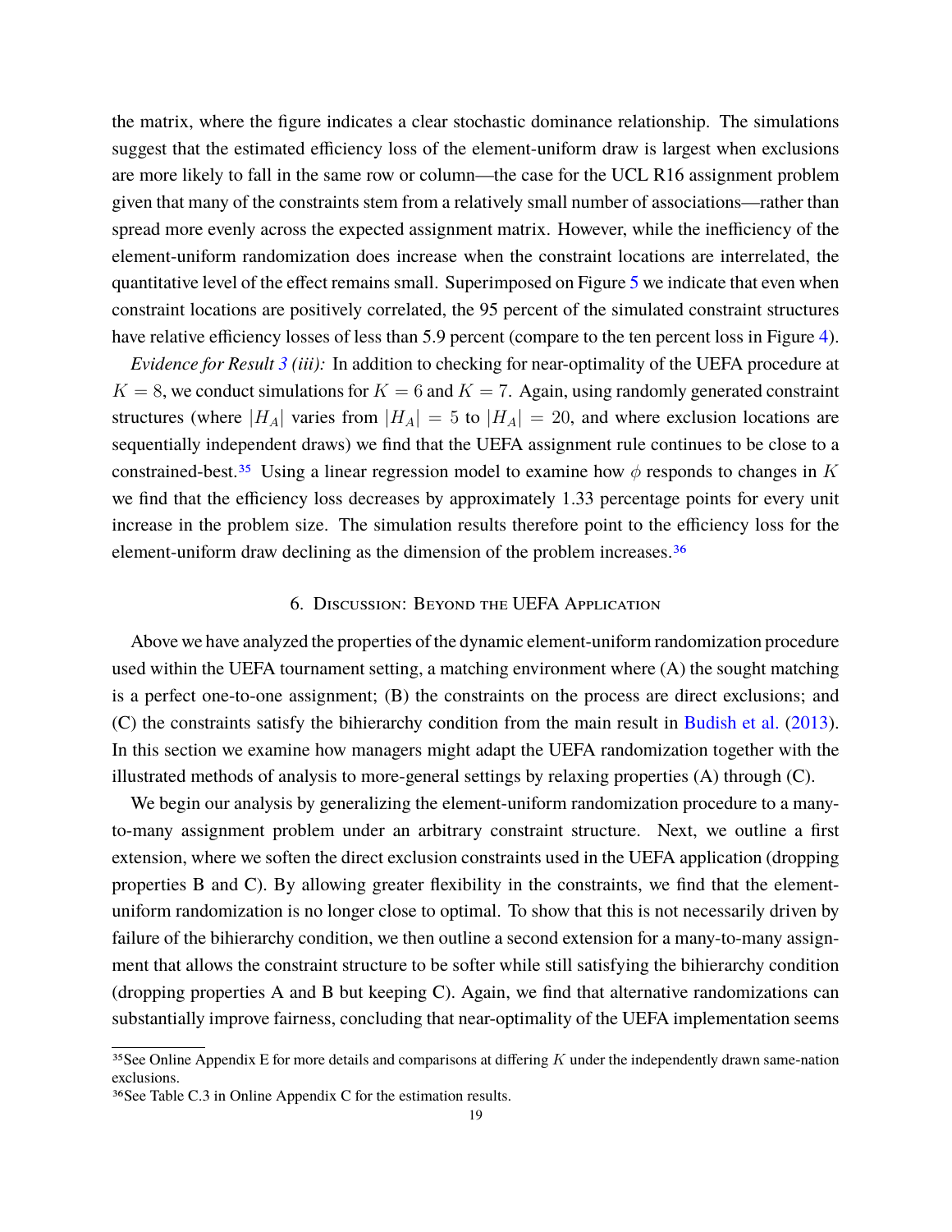the matrix, where the figure indicates a clear stochastic dominance relationship. The simulations suggest that the estimated efficiency loss of the element-uniform draw is largest when exclusions are more likely to fall in the same row or column—the case for the UCL R16 assignment problem given that many of the constraints stem from a relatively small number of associations—rather than spread more evenly across the expected assignment matrix. However, while the inefficiency of the element-uniform randomization does increase when the constraint locations are interrelated, the quantitative level of the effect remains small. Superimposed on Figure 5 we indicate that even when constraint locations are positively correlated, the 95 percent of the simulated constraint structures have relative efficiency losses of less than 5.9 percent (compare to the ten percent loss in Figure 4).

*Evidence for Result 3 (iii):* In addition to checking for near-optimality of the UEFA procedure at $K = 8$, we conduct simulations for $K = 6$ and $K = 7$. Again, using randomly generated constraint structures (where $|H_A|$ varies from $|H_A| = 5$ to $|H_A| = 20$, and where exclusion locations are sequentially independent draws) we find that the UEFA assignment rule continues to be close to a constrained-best.[35] Using a linear regression model to examine how $\phi$ responds to changes in $K$ we find that the efficiency loss decreases by approximately 1.33 percentage points for every unit increase in the problem size. The simulation results therefore point to the efficiency loss for the element-uniform draw declining as the dimension of the problem increases.[36]

## 6. Discussion: Beyond the UEFA Application

Above we have analyzed the properties of the dynamic element-uniform randomization procedure used within the UEFA tournament setting, a matching environment where (A) the sought matching is a perfect one-to-one assignment; (B) the constraints on the process are direct exclusions; and (C) the constraints satisfy the bihierarchy condition from the main result in Budish et al. (2013). In this section we examine how managers might adapt the UEFA randomization together with the illustrated methods of analysis to more-general settings by relaxing properties (A) through (C).

We begin our analysis by generalizing the element-uniform randomization procedure to a many-to-many assignment problem under an arbitrary constraint structure. Next, we outline a first extension, where we soften the direct exclusion constraints used in the UEFA application (dropping properties B and C). By allowing greater flexibility in the constraints, we find that the element-uniform randomization is no longer close to optimal. To show that this is not necessarily driven by failure of the bihierarchy condition, we then outline a second extension for a many-to-many assignment that allows the constraint structure to be softer while still satisfying the bihierarchy condition (dropping properties A and B but keeping C). Again, we find that alternative randomizations can substantially improve fairness, concluding that near-optimality of the UEFA implementation seems

[35] See Online Appendix E for more details and comparisons at differing $K$ under the independently drawn same-nation exclusions.

[36] See Table C.3 in Online Appendix C for the estimation results.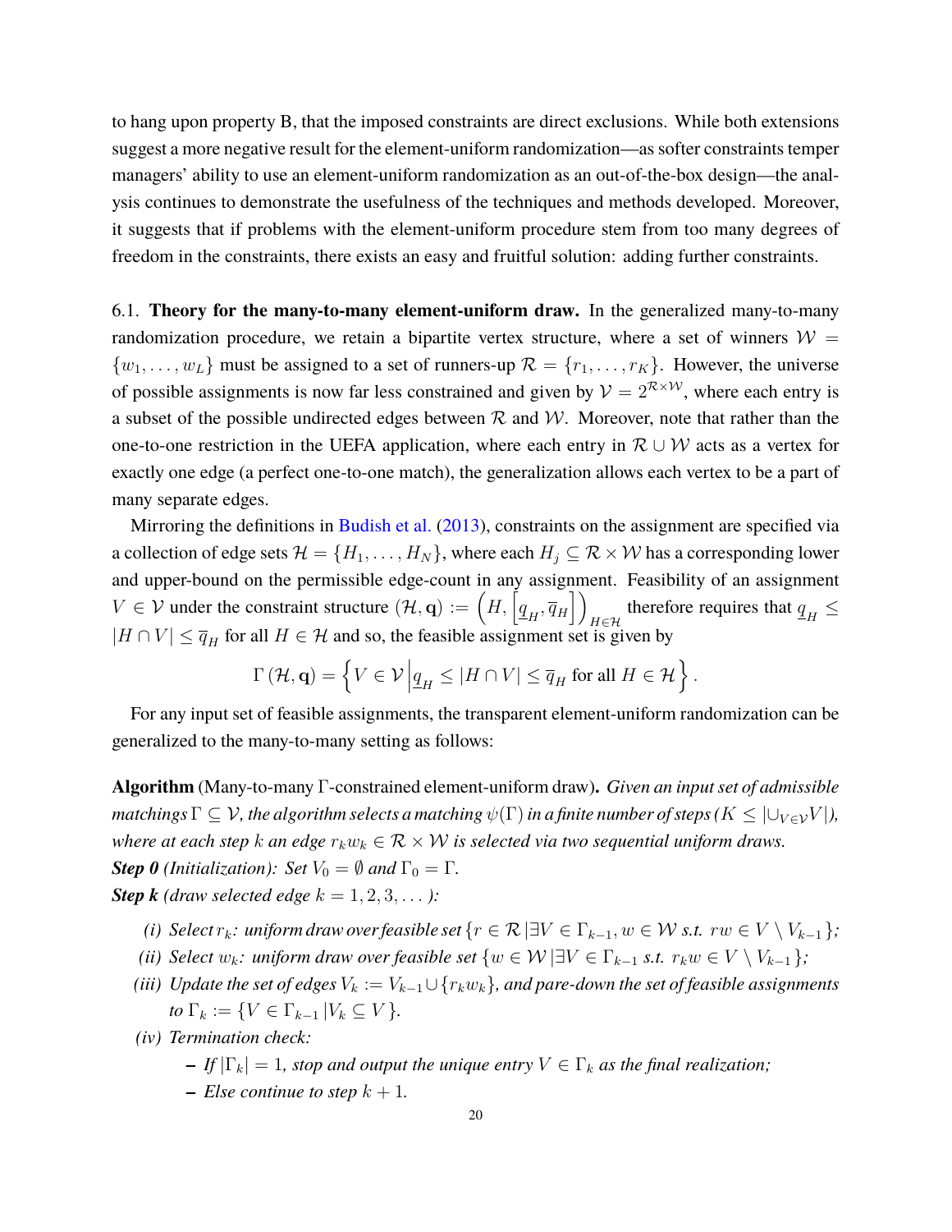to hang upon property B, that the imposed constraints are direct exclusions. While both extensions suggest a more negative result for the element-uniform randomization—as softer constraints temper managers' ability to use an element-uniform randomization as an out-of-the-box design—the analysis continues to demonstrate the usefulness of the techniques and methods developed. Moreover, it suggests that if problems with the element-uniform procedure stem from too many degrees of freedom in the constraints, there exists an easy and fruitful solution: adding further constraints.

6.1. **Theory for the many-to-many element-uniform draw.** In the generalized many-to-many randomization procedure, we retain a bipartite vertex structure, where a set of winners $\mathcal{W} = \{w_1, \ldots, w_L\}$ must be assigned to a set of runners-up $\mathcal{R} = \{r_1, \ldots, r_K\}$. However, the universe of possible assignments is now far less constrained and given by $\mathcal{V} = 2^{\mathcal{R}\times\mathcal{W}}$, where each entry is a subset of the possible undirected edges between $\mathcal{R}$ and $\mathcal{W}$. Moreover, note that rather than the one-to-one restriction in the UEFA application, where each entry in $\mathcal{R} \cup \mathcal{W}$ acts as a vertex for exactly one edge (a perfect one-to-one match), the generalization allows each vertex to be a part of many separate edges.

Mirroring the definitions in Budish et al. (2013), constraints on the assignment are specified via a collection of edge sets $\mathcal{H} = \{H_1, \ldots, H_N\}$, where each $H_j \subseteq \mathcal{R} \times \mathcal{W}$ has a corresponding lower and upper-bound on the permissible edge-count in any assignment. Feasibility of an assignment $V \in \mathcal{V}$ under the constraint structure $(\mathcal{H}, \mathbf{q}) := \left(H, \left[\underline{q}_H, \overline{q}_H\right]\right)_{H\in\mathcal{H}}$ therefore requires that $\underline{q}_H \leq |H \cap V| \leq \overline{q}_H$ for all $H \in \mathcal{H}$ and so, the feasible assignment set is given by

$$\Gamma(\mathcal{H}, \mathbf{q}) = \left\{ V \in \mathcal{V} \middle| \underline{q}_H \leq |H \cap V| \leq \overline{q}_H \text{ for all } H \in \mathcal{H} \right\}.$$

For any input set of feasible assignments, the transparent element-uniform randomization can be generalized to the many-to-many setting as follows:

**Algorithm** (Many-to-many $\Gamma$-constrained element-uniform draw)**.** *Given an input set of admissible matchings $\Gamma \subseteq \mathcal{V}$, the algorithm selects a matching $\psi(\Gamma)$ in a finite number of steps ($K \leq |\cup_{V\in\mathcal{V}} V|$), where at each step $k$ an edge $r_k w_k \in \mathcal{R} \times \mathcal{W}$ is selected via two sequential uniform draws.*

***Step 0*** *(Initialization): Set $V_0 = \emptyset$ and $\Gamma_0 = \Gamma$.*

***Step k*** *(draw selected edge $k = 1, 2, 3, \ldots$):*

*(i) Select $r_k$: uniform draw over feasible set $\{r \in \mathcal{R} \,|\exists V \in \Gamma_{k-1}, w \in \mathcal{W} \text{ s.t. } rw \in V \setminus V_{k-1}\}$;*

*(ii) Select $w_k$: uniform draw over feasible set $\{w \in \mathcal{W} \,|\exists V \in \Gamma_{k-1} \text{ s.t. } r_k w \in V \setminus V_{k-1}\}$;*

*(iii) Update the set of edges $V_k := V_{k-1} \cup \{r_k w_k\}$, and pare-down the set of feasible assignments to $\Gamma_k := \{V \in \Gamma_{k-1} \,|V_k \subseteq V\}$.*

*(iv) Termination check:*

- *If $|\Gamma_k| = 1$, stop and output the unique entry $V \in \Gamma_k$ as the final realization;*
- *Else continue to step $k + 1$.*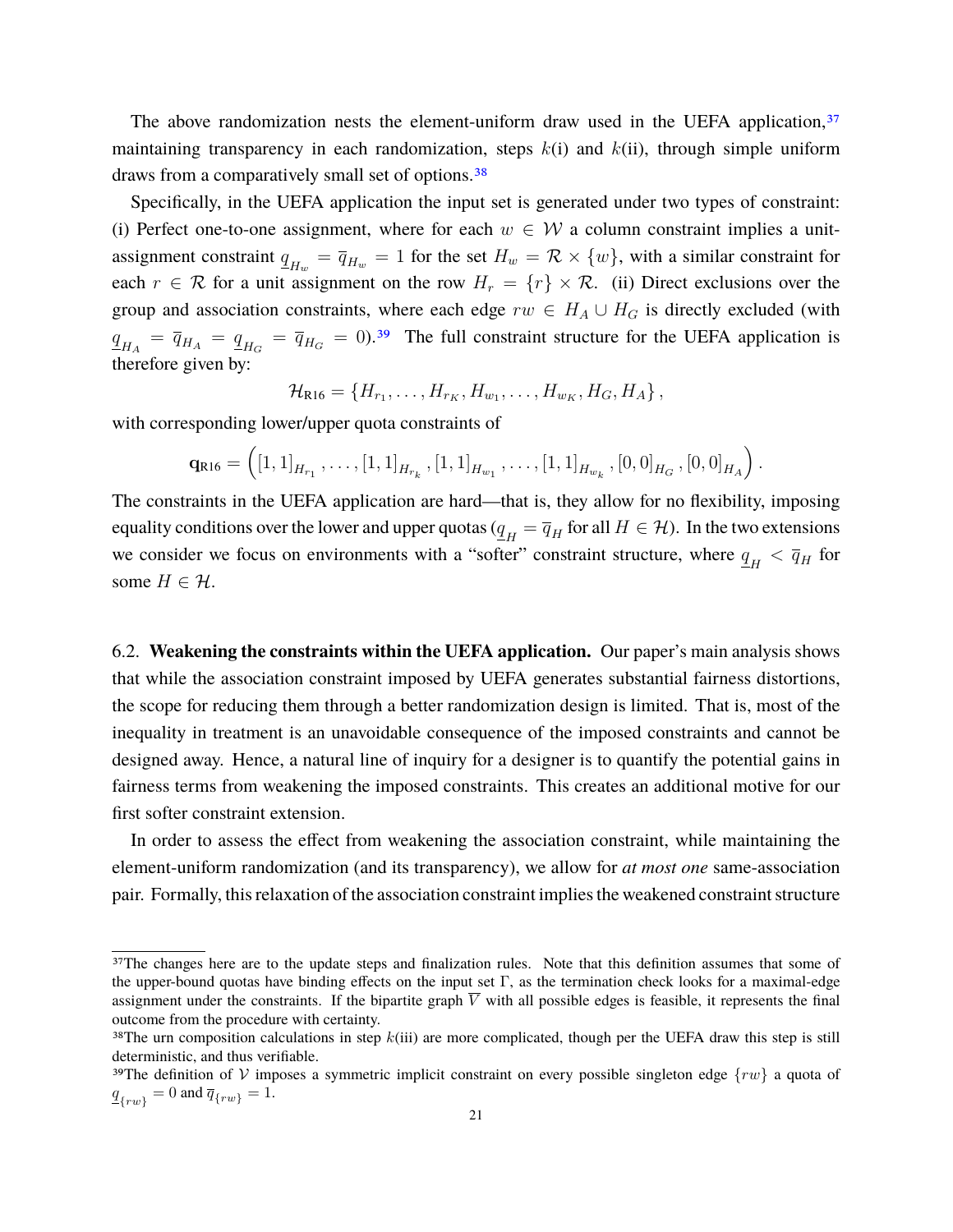The above randomization nests the element-uniform draw used in the UEFA application,[37] maintaining transparency in each randomization, steps $k$(i) and $k$(ii), through simple uniform draws from a comparatively small set of options.[38]

Specifically, in the UEFA application the input set is generated under two types of constraint: (i) Perfect one-to-one assignment, where for each $w \in \mathcal{W}$ a column constraint implies a unit-assignment constraint $\underline{q}_{H_w} = \overline{q}_{H_w} = 1$ for the set $H_w = \mathcal{R} \times \{w\}$, with a similar constraint for each $r \in \mathcal{R}$ for a unit assignment on the row $H_r = \{r\} \times \mathcal{R}$. (ii) Direct exclusions over the group and association constraints, where each edge $rw \in H_A \cup H_G$ is directly excluded (with $\underline{q}_{H_A} = \overline{q}_{H_A} = \underline{q}_{H_G} = \overline{q}_{H_G} = 0$).[39] The full constraint structure for the UEFA application is therefore given by:

$$\mathcal{H}_{\text{R16}} = \{H_{r_1}, \ldots, H_{r_K}, H_{w_1}, \ldots, H_{w_K}, H_G, H_A\},$$

with corresponding lower/upper quota constraints of

$$\mathbf{q}_{\text{R16}} = \left([1,1]_{H_{r_1}}, \ldots, [1,1]_{H_{r_k}}, [1,1]_{H_{w_1}}, \ldots, [1,1]_{H_{w_k}}, [0,0]_{H_G}, [0,0]_{H_A}\right).$$

The constraints in the UEFA application are hard—that is, they allow for no flexibility, imposing equality conditions over the lower and upper quotas ($\underline{q}_H = \overline{q}_H$ for all $H \in \mathcal{H}$). In the two extensions we consider we focus on environments with a "softer" constraint structure, where $\underline{q}_H < \overline{q}_H$ for some $H \in \mathcal{H}$.

## 6.2. Weakening the constraints within the UEFA application.

Our paper's main analysis shows that while the association constraint imposed by UEFA generates substantial fairness distortions, the scope for reducing them through a better randomization design is limited. That is, most of the inequality in treatment is an unavoidable consequence of the imposed constraints and cannot be designed away. Hence, a natural line of inquiry for a designer is to quantify the potential gains in fairness terms from weakening the imposed constraints. This creates an additional motive for our first softer constraint extension.

In order to assess the effect from weakening the association constraint, while maintaining the element-uniform randomization (and its transparency), we allow for *at most one* same-association pair. Formally, this relaxation of the association constraint implies the weakened constraint structure

[37] The changes here are to the update steps and finalization rules. Note that this definition assumes that some of the upper-bound quotas have binding effects on the input set $\Gamma$, as the termination check looks for a maximal-edge assignment under the constraints. If the bipartite graph $\overline{V}$ with all possible edges is feasible, it represents the final outcome from the procedure with certainty.

[38] The urn composition calculations in step $k$(iii) are more complicated, though per the UEFA draw this step is still deterministic, and thus verifiable.

[39] The definition of $\mathcal{V}$ imposes a symmetric implicit constraint on every possible singleton edge $\{rw\}$ a quota of $\underline{q}_{\{rw\}} = 0$ and $\overline{q}_{\{rw\}} = 1$.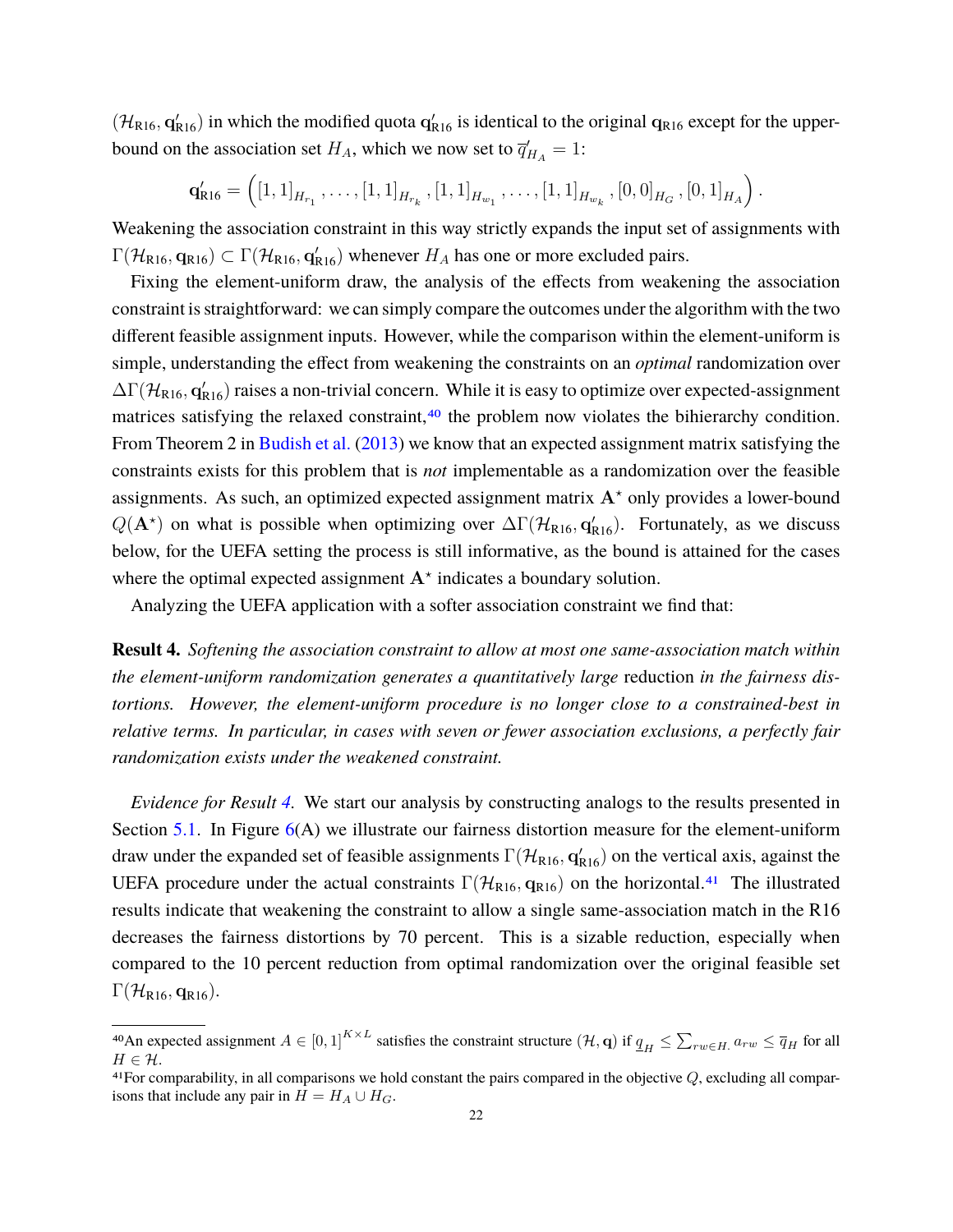$(\mathcal{H}_{\text{R16}}, \mathbf{q}'_{\text{R16}})$ in which the modified quota $\mathbf{q}'_{\text{R16}}$ is identical to the original $\mathbf{q}_{\text{R16}}$ except for the upper-bound on the association set $H_A$, which we now set to $\overline{q}'_{H_A} = 1$:

$$\mathbf{q}'_{\text{R16}} = \left( [1,1]_{H_{r_1}}, \ldots, [1,1]_{H_{r_k}}, [1,1]_{H_{w_1}}, \ldots, [1,1]_{H_{w_k}}, [0,0]_{H_G}, [0,1]_{H_A} \right).$$

Weakening the association constraint in this way strictly expands the input set of assignments with $\Gamma(\mathcal{H}_{\text{R16}}, \mathbf{q}_{\text{R16}}) \subset \Gamma(\mathcal{H}_{\text{R16}}, \mathbf{q}'_{\text{R16}})$ whenever $H_A$ has one or more excluded pairs.

Fixing the element-uniform draw, the analysis of the effects from weakening the association constraint is straightforward: we can simply compare the outcomes under the algorithm with the two different feasible assignment inputs. However, while the comparison within the element-uniform is simple, understanding the effect from weakening the constraints on an *optimal* randomization over $\Delta\Gamma(\mathcal{H}_{\text{R16}}, \mathbf{q}'_{\text{R16}})$ raises a non-trivial concern. While it is easy to optimize over expected-assignment matrices satisfying the relaxed constraint,[40] the problem now violates the bihierarchy condition. From Theorem 2 in Budish et al. (2013) we know that an expected assignment matrix satisfying the constraints exists for this problem that is *not* implementable as a randomization over the feasible assignments. As such, an optimized expected assignment matrix $\mathbf{A}^\star$ only provides a lower-bound $Q(\mathbf{A}^\star)$ on what is possible when optimizing over $\Delta\Gamma(\mathcal{H}_{\text{R16}}, \mathbf{q}'_{\text{R16}})$. Fortunately, as we discuss below, for the UEFA setting the process is still informative, as the bound is attained for the cases where the optimal expected assignment $\mathbf{A}^\star$ indicates a boundary solution.

Analyzing the UEFA application with a softer association constraint we find that:

**Result 4.** *Softening the association constraint to allow at most one same-association match within the element-uniform randomization generates a quantitatively large* reduction *in the fairness distortions. However, the element-uniform procedure is no longer close to a constrained-best in relative terms. In particular, in cases with seven or fewer association exclusions, a perfectly fair randomization exists under the weakened constraint.*

*Evidence for Result 4.* We start our analysis by constructing analogs to the results presented in Section 5.1. In Figure 6(A) we illustrate our fairness distortion measure for the element-uniform draw under the expanded set of feasible assignments $\Gamma(\mathcal{H}_{\text{R16}}, \mathbf{q}'_{\text{R16}})$ on the vertical axis, against the UEFA procedure under the actual constraints $\Gamma(\mathcal{H}_{\text{R16}}, \mathbf{q}_{\text{R16}})$ on the horizontal.[41] The illustrated results indicate that weakening the constraint to allow a single same-association match in the R16 decreases the fairness distortions by 70 percent. This is a sizable reduction, especially when compared to the 10 percent reduction from optimal randomization over the original feasible set $\Gamma(\mathcal{H}_{\text{R16}}, \mathbf{q}_{\text{R16}})$.

---

[40] An expected assignment $A \in [0,1]^{K \times L}$ satisfies the constraint structure $(\mathcal{H}, \mathbf{q})$ if $\underline{q}_H \leq \sum_{rw \in H.} a_{rw} \leq \overline{q}_H$ for all $H \in \mathcal{H}$.

[41] For comparability, in all comparisons we hold constant the pairs compared in the objective $Q$, excluding all comparisons that include any pair in $H = H_A \cup H_G$.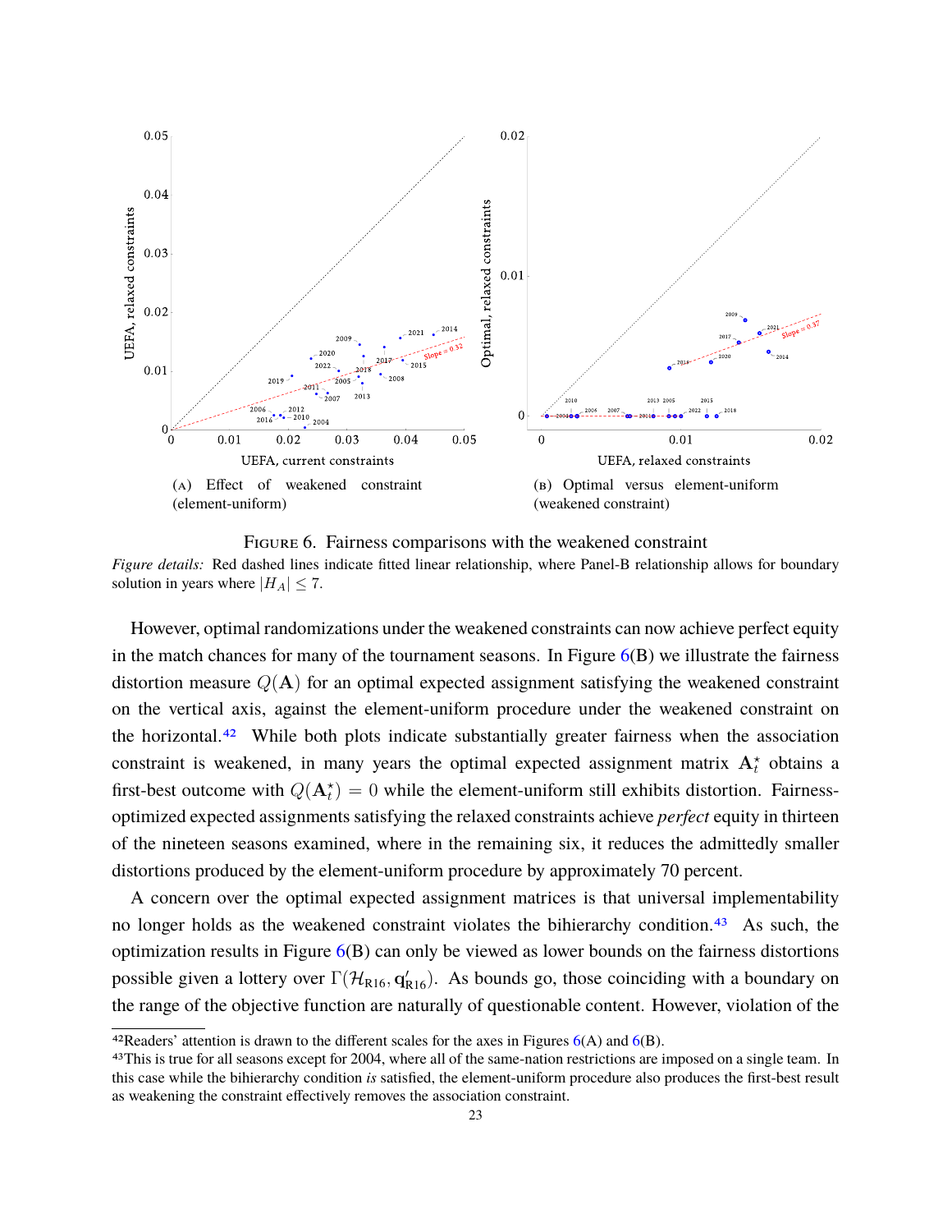(A) Effect of weakened constraint (element-uniform)

(B) Optimal versus element-uniform (weakened constraint)

FIGURE 6. Fairness comparisons with the weakened constraint

*Figure details:* Red dashed lines indicate fitted linear relationship, where Panel-B relationship allows for boundary solution in years where $|H_A| \leq 7$.

However, optimal randomizations under the weakened constraints can now achieve perfect equity in the match chances for many of the tournament seasons. In Figure 6(B) we illustrate the fairness distortion measure $Q(\mathbf{A})$ for an optimal expected assignment satisfying the weakened constraint on the vertical axis, against the element-uniform procedure under the weakened constraint on the horizontal.[42] While both plots indicate substantially greater fairness when the association constraint is weakened, in many years the optimal expected assignment matrix $\mathbf{A}_t^{\star}$ obtains a first-best outcome with $Q(\mathbf{A}_t^{\star}) = 0$ while the element-uniform still exhibits distortion. Fairness-optimized expected assignments satisfying the relaxed constraints achieve *perfect* equity in thirteen of the nineteen seasons examined, where in the remaining six, it reduces the admittedly smaller distortions produced by the element-uniform procedure by approximately 70 percent.

A concern over the optimal expected assignment matrices is that universal implementability no longer holds as the weakened constraint violates the bihierarchy condition.[43] As such, the optimization results in Figure 6(B) can only be viewed as lower bounds on the fairness distortions possible given a lottery over $\Gamma(\mathcal{H}_{\text{R16}}, \mathbf{q}'_{\text{R16}})$. As bounds go, those coinciding with a boundary on the range of the objective function are naturally of questionable content. However, violation of the

[42] Readers' attention is drawn to the different scales for the axes in Figures 6(A) and 6(B).

[43] This is true for all seasons except for 2004, where all of the same-nation restrictions are imposed on a single team. In this case while the bihierarchy condition *is* satisfied, the element-uniform procedure also produces the first-best result as weakening the constraint effectively removes the association constraint.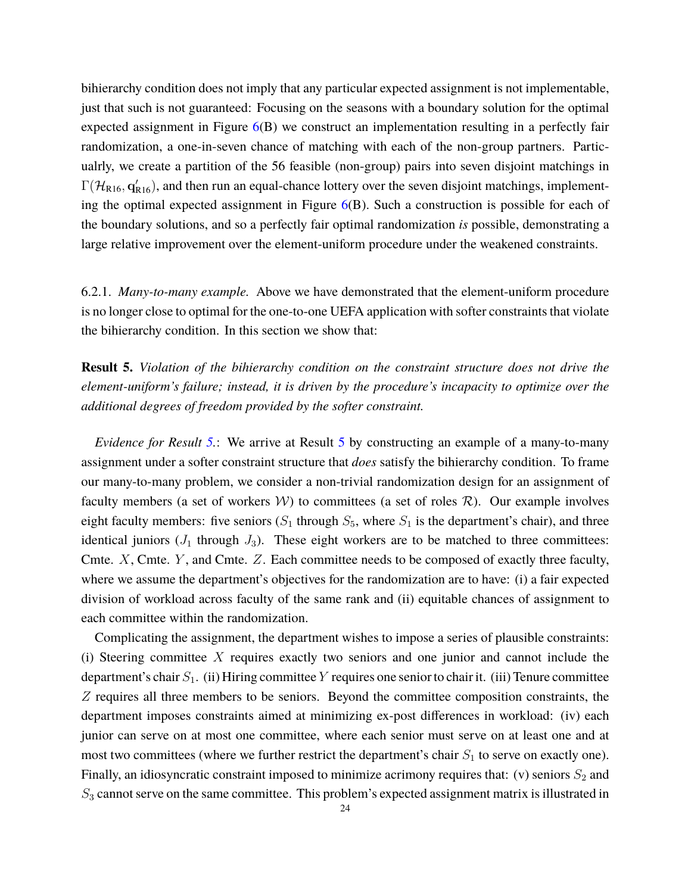bihierarchy condition does not imply that any particular expected assignment is not implementable, just that such is not guaranteed: Focusing on the seasons with a boundary solution for the optimal expected assignment in Figure 6(B) we construct an implementation resulting in a perfectly fair randomization, a one-in-seven chance of matching with each of the non-group partners. Particualrly, we create a partition of the 56 feasible (non-group) pairs into seven disjoint matchings in $\Gamma(\mathcal{H}_{\text{R16}}, \mathbf{q}'_{\text{R16}})$, and then run an equal-chance lottery over the seven disjoint matchings, implementing the optimal expected assignment in Figure 6(B). Such a construction is possible for each of the boundary solutions, and so a perfectly fair optimal randomization *is* possible, demonstrating a large relative improvement over the element-uniform procedure under the weakened constraints.

6.2.1. *Many-to-many example.* Above we have demonstrated that the element-uniform procedure is no longer close to optimal for the one-to-one UEFA application with softer constraints that violate the bihierarchy condition. In this section we show that:

**Result 5.** *Violation of the bihierarchy condition on the constraint structure does not drive the element-uniform's failure; instead, it is driven by the procedure's incapacity to optimize over the additional degrees of freedom provided by the softer constraint.*

*Evidence for Result 5.*: We arrive at Result 5 by constructing an example of a many-to-many assignment under a softer constraint structure that *does* satisfy the bihierarchy condition. To frame our many-to-many problem, we consider a non-trivial randomization design for an assignment of faculty members (a set of workers $\mathcal{W}$) to committees (a set of roles $\mathcal{R}$). Our example involves eight faculty members: five seniors ($S_1$ through $S_5$, where $S_1$ is the department's chair), and three identical juniors ($J_1$ through $J_3$). These eight workers are to be matched to three committees: Cmte. $X$, Cmte. $Y$, and Cmte. $Z$. Each committee needs to be composed of exactly three faculty, where we assume the department's objectives for the randomization are to have: (i) a fair expected division of workload across faculty of the same rank and (ii) equitable chances of assignment to each committee within the randomization.

Complicating the assignment, the department wishes to impose a series of plausible constraints: (i) Steering committee $X$ requires exactly two seniors and one junior and cannot include the department's chair $S_1$. (ii) Hiring committee $Y$ requires one senior to chair it. (iii) Tenure committee $Z$ requires all three members to be seniors. Beyond the committee composition constraints, the department imposes constraints aimed at minimizing ex-post differences in workload: (iv) each junior can serve on at most one committee, where each senior must serve on at least one and at most two committees (where we further restrict the department's chair $S_1$ to serve on exactly one). Finally, an idiosyncratic constraint imposed to minimize acrimony requires that: (v) seniors $S_2$ and $S_3$ cannot serve on the same committee. This problem's expected assignment matrix is illustrated in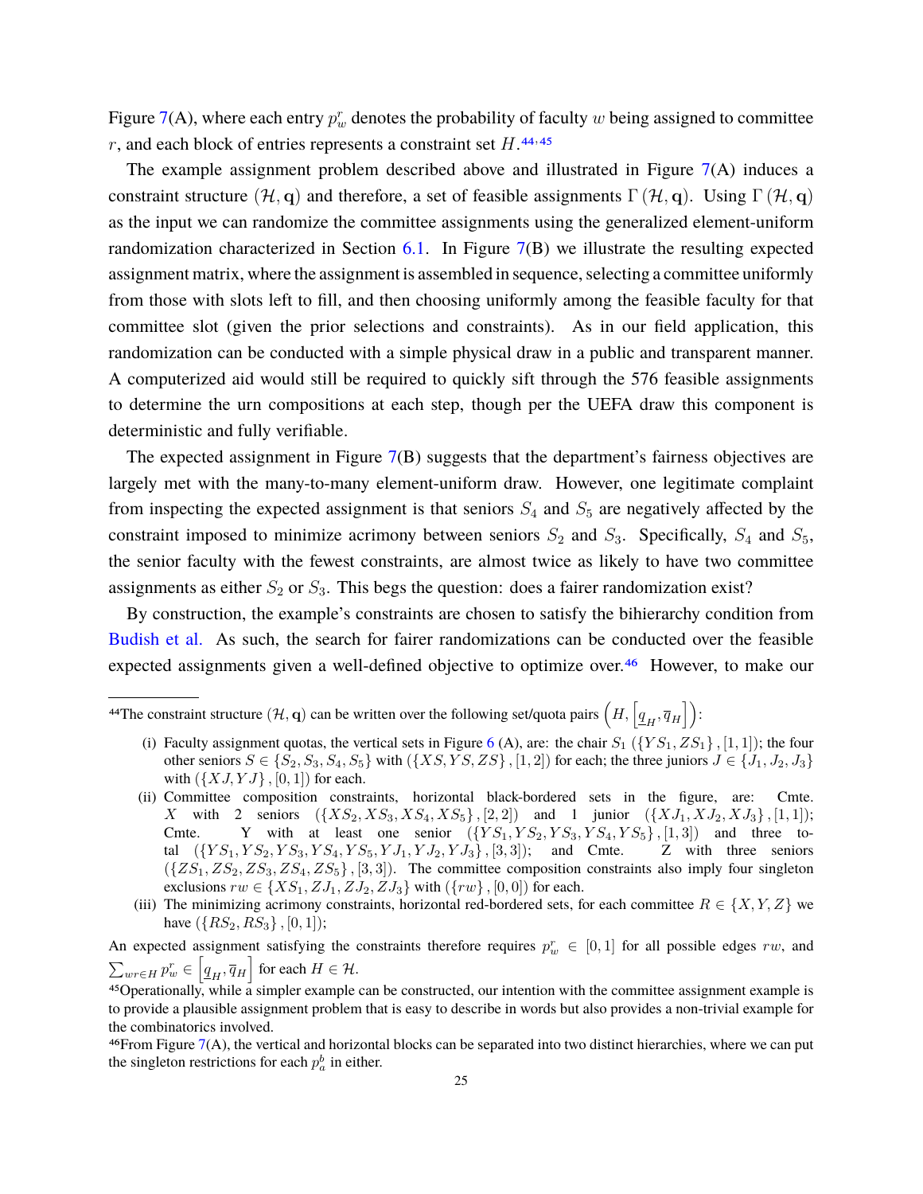Figure 7(A), where each entry $p^r_w$ denotes the probability of faculty $w$ being assigned to committee $r$, and each block of entries represents a constraint set $H$.[44,45]

The example assignment problem described above and illustrated in Figure 7(A) induces a constraint structure $(\mathcal{H}, \mathbf{q})$ and therefore, a set of feasible assignments $\Gamma(\mathcal{H}, \mathbf{q})$. Using $\Gamma(\mathcal{H}, \mathbf{q})$ as the input we can randomize the committee assignments using the generalized element-uniform randomization characterized in Section 6.1. In Figure 7(B) we illustrate the resulting expected assignment matrix, where the assignment is assembled in sequence, selecting a committee uniformly from those with slots left to fill, and then choosing uniformly among the feasible faculty for that committee slot (given the prior selections and constraints). As in our field application, this randomization can be conducted with a simple physical draw in a public and transparent manner. A computerized aid would still be required to quickly sift through the 576 feasible assignments to determine the urn compositions at each step, though per the UEFA draw this component is deterministic and fully verifiable.

The expected assignment in Figure 7(B) suggests that the department's fairness objectives are largely met with the many-to-many element-uniform draw. However, one legitimate complaint from inspecting the expected assignment is that seniors $S_4$ and $S_5$ are negatively affected by the constraint imposed to minimize acrimony between seniors $S_2$ and $S_3$. Specifically, $S_4$ and $S_5$, the senior faculty with the fewest constraints, are almost twice as likely to have two committee assignments as either $S_2$ or $S_3$. This begs the question: does a fairer randomization exist?

By construction, the example's constraints are chosen to satisfy the bihierarchy condition from Budish et al. As such, the search for fairer randomizations can be conducted over the feasible expected assignments given a well-defined objective to optimize over.[46] However, to make our

[44] The constraint structure $(\mathcal{H}, \mathbf{q})$ can be written over the following set/quota pairs $\left(H, \left[\underline{q}_H, \overline{q}_H\right]\right)$:

(i) Faculty assignment quotas, the vertical sets in Figure 6 (A), are: the chair $S_1$ $(\{YS_1, ZS_1\}, [1,1])$; the four other seniors $S \in \{S_2, S_3, S_4, S_5\}$ with $(\{XS, YS, ZS\}, [1,2])$ for each; the three juniors $J \in \{J_1, J_2, J_3\}$ with $(\{XJ, YJ\}, [0,1])$ for each.

(ii) Committee composition constraints, horizontal black-bordered sets in the figure, are: Cmte. $X$ with 2 seniors $(\{XS_2, XS_3, XS_4, XS_5\}, [2,2])$ and 1 junior $(\{XJ_1, XJ_2, XJ_3\}, [1,1])$; Cmte. Y with at least one senior $(\{YS_1, YS_2, YS_3, YS_4, YS_5\}, [1,3])$ and three total $(\{YS_1, YS_2, YS_3, YS_4, YS_5, YJ_1, YJ_2, YJ_3\}, [3,3])$; and Cmte. Z with three seniors $(\{ZS_1, ZS_2, ZS_3, ZS_4, ZS_5\}, [3,3])$. The committee composition constraints also imply four singleton exclusions $rw \in \{XS_1, ZJ_1, ZJ_2, ZJ_3\}$ with $(\{rw\}, [0,0])$ for each.

(iii) The minimizing acrimony constraints, horizontal red-bordered sets, for each committee $R \in \{X, Y, Z\}$ we have $(\{RS_2, RS_3\}, [0,1])$;

An expected assignment satisfying the constraints therefore requires $p^r_w \in [0,1]$ for all possible edges $rw$, and $\sum_{wr \in H} p^r_w \in \left[\underline{q}_H, \overline{q}_H\right]$ for each $H \in \mathcal{H}$.

[45] Operationally, while a simpler example can be constructed, our intention with the committee assignment example is to provide a plausible assignment problem that is easy to describe in words but also provides a non-trivial example for the combinatorics involved.

[46] From Figure 7(A), the vertical and horizontal blocks can be separated into two distinct hierarchies, where we can put the singleton restrictions for each $p^b_a$ in either.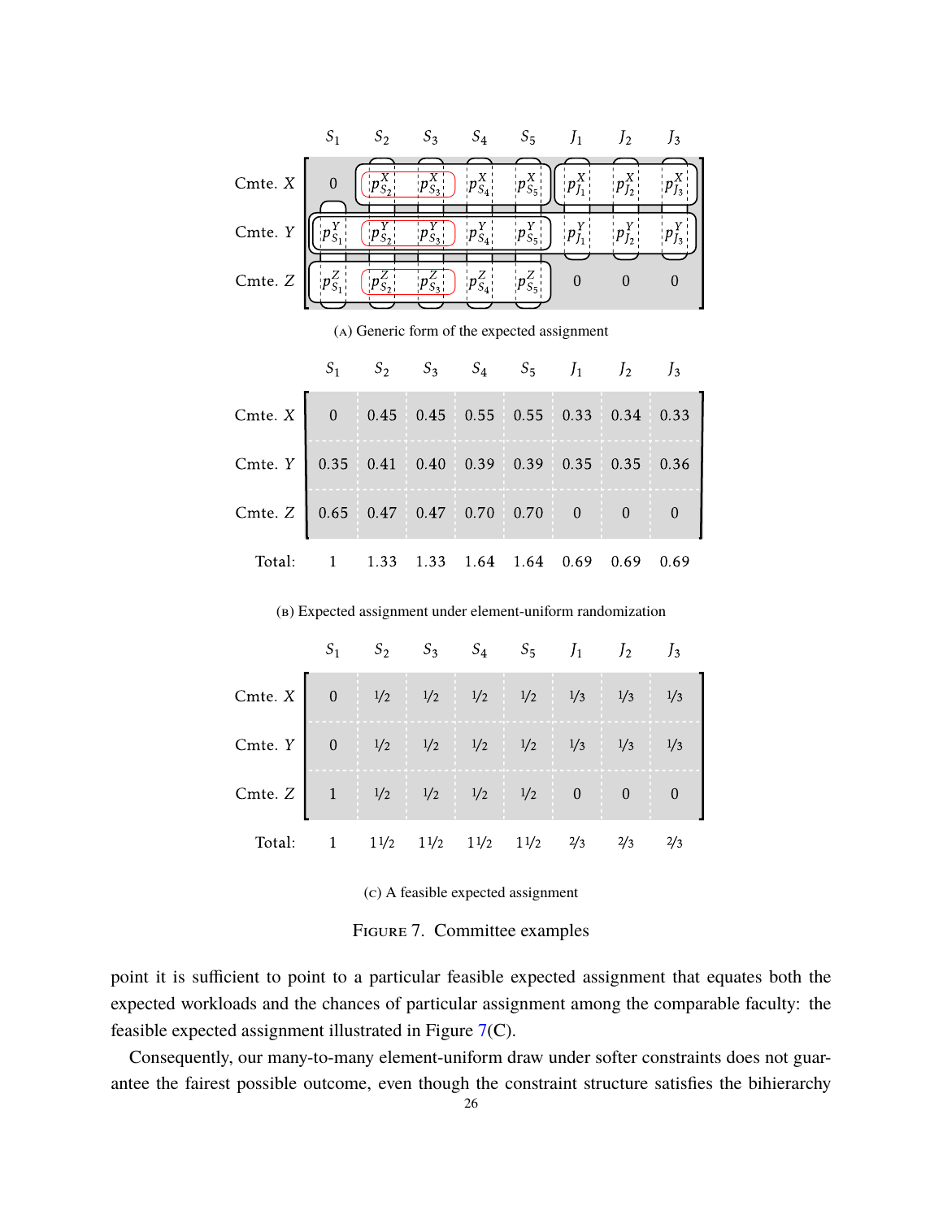|  | $S_1$ | $S_2$ | $S_3$ | $S_4$ | $S_5$ | $J_1$ | $J_2$ | $J_3$ |
|---|---|---|---|---|---|---|---|---|
| Cmte. $X$ | 0 | $p^X_{S_2}$ | $p^X_{S_3}$ | $p^X_{S_4}$ | $p^X_{S_5}$ | $p^X_{J_1}$ | $p^X_{J_2}$ | $p^X_{J_3}$ |
| Cmte. $Y$ | $p^Y_{S_1}$ | $p^Y_{S_2}$ | $p^Y_{S_3}$ | $p^Y_{S_4}$ | $p^Y_{S_5}$ | $p^Y_{J_1}$ | $p^Y_{J_2}$ | $p^Y_{J_3}$ |
| Cmte. $Z$ | $p^Z_{S_1}$ | $p^Z_{S_2}$ | $p^Z_{S_3}$ | $p^Z_{S_4}$ | $p^Z_{S_5}$ | 0 | 0 | 0 |

(A) Generic form of the expected assignment

|  | $S_1$ | $S_2$ | $S_3$ | $S_4$ | $S_5$ | $J_1$ | $J_2$ | $J_3$ |
|---|---|---|---|---|---|---|---|---|
| Cmte. $X$ | 0 | 0.45 | 0.45 | 0.55 | 0.55 | 0.33 | 0.34 | 0.33 |
| Cmte. $Y$ | 0.35 | 0.41 | 0.40 | 0.39 | 0.39 | 0.35 | 0.35 | 0.36 |
| Cmte. $Z$ | 0.65 | 0.47 | 0.47 | 0.70 | 0.70 | 0 | 0 | 0 |
| Total: | 1 | 1.33 | 1.33 | 1.64 | 1.64 | 0.69 | 0.69 | 0.69 |

(B) Expected assignment under element-uniform randomization

|  | $S_1$ | $S_2$ | $S_3$ | $S_4$ | $S_5$ | $J_1$ | $J_2$ | $J_3$ |
|---|---|---|---|---|---|---|---|---|
| Cmte. $X$ | 0 | 1/2 | 1/2 | 1/2 | 1/2 | 1/3 | 1/3 | 1/3 |
| Cmte. $Y$ | 0 | 1/2 | 1/2 | 1/2 | 1/2 | 1/3 | 1/3 | 1/3 |
| Cmte. $Z$ | 1 | 1/2 | 1/2 | 1/2 | 1/2 | 0 | 0 | 0 |
| Total: | 1 | 1 1/2 | 1 1/2 | 1 1/2 | 1 1/2 | 2/3 | 2/3 | 2/3 |

(C) A feasible expected assignment

FIGURE 7. Committee examples

point it is sufficient to point to a particular feasible expected assignment that equates both the expected workloads and the chances of particular assignment among the comparable faculty: the feasible expected assignment illustrated in Figure 7(C).

Consequently, our many-to-many element-uniform draw under softer constraints does not guarantee the fairest possible outcome, even though the constraint structure satisfies the bihierarchy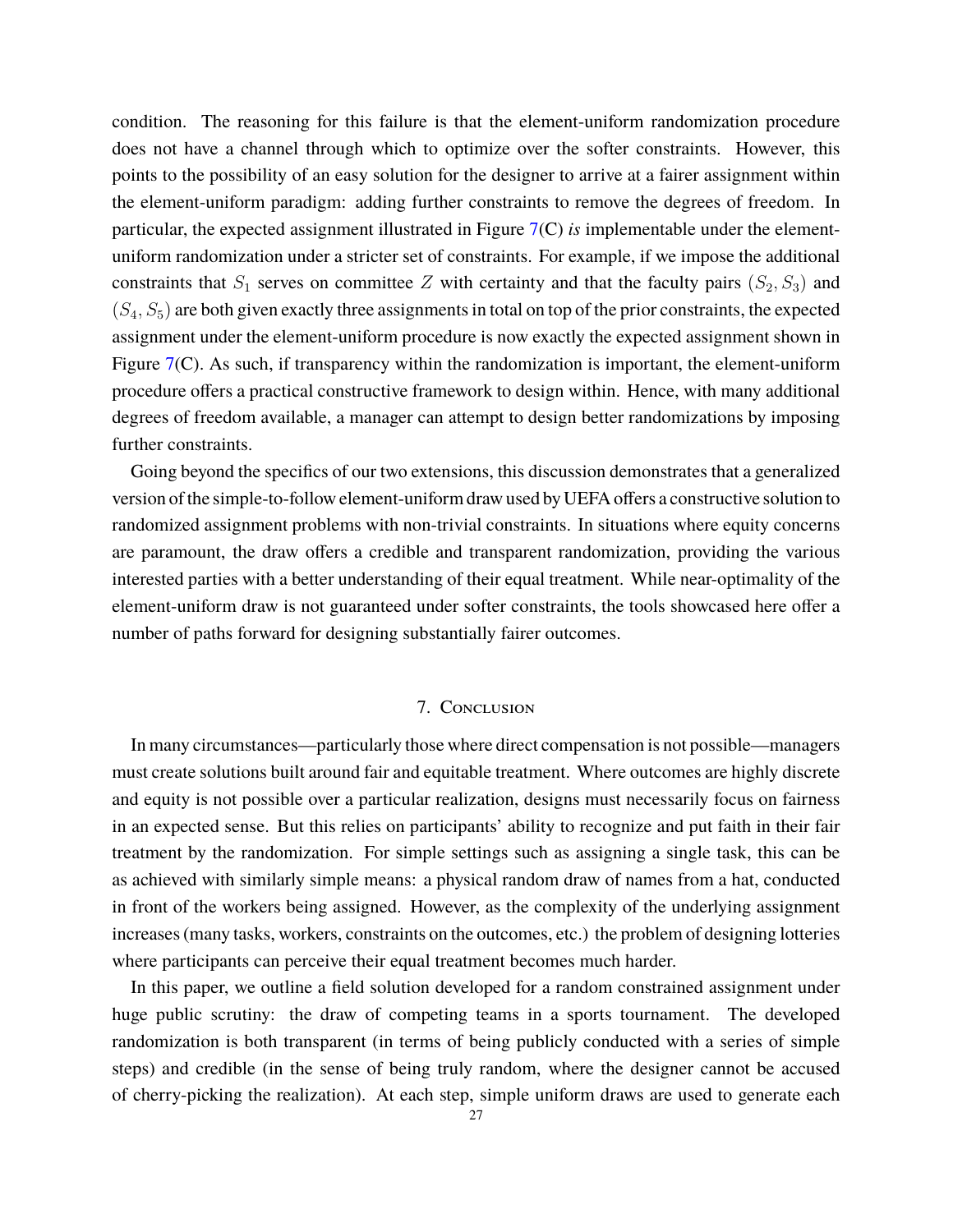condition. The reasoning for this failure is that the element-uniform randomization procedure does not have a channel through which to optimize over the softer constraints. However, this points to the possibility of an easy solution for the designer to arrive at a fairer assignment within the element-uniform paradigm: adding further constraints to remove the degrees of freedom. In particular, the expected assignment illustrated in Figure 7(C) *is* implementable under the element-uniform randomization under a stricter set of constraints. For example, if we impose the additional constraints that $S_1$ serves on committee $Z$ with certainty and that the faculty pairs $(S_2, S_3)$ and $(S_4, S_5)$ are both given exactly three assignments in total on top of the prior constraints, the expected assignment under the element-uniform procedure is now exactly the expected assignment shown in Figure 7(C). As such, if transparency within the randomization is important, the element-uniform procedure offers a practical constructive framework to design within. Hence, with many additional degrees of freedom available, a manager can attempt to design better randomizations by imposing further constraints.

Going beyond the specifics of our two extensions, this discussion demonstrates that a generalized version of the simple-to-follow element-uniform draw used by UEFA offers a constructive solution to randomized assignment problems with non-trivial constraints. In situations where equity concerns are paramount, the draw offers a credible and transparent randomization, providing the various interested parties with a better understanding of their equal treatment. While near-optimality of the element-uniform draw is not guaranteed under softer constraints, the tools showcased here offer a number of paths forward for designing substantially fairer outcomes.

## 7. Conclusion

In many circumstances—particularly those where direct compensation is not possible—managers must create solutions built around fair and equitable treatment. Where outcomes are highly discrete and equity is not possible over a particular realization, designs must necessarily focus on fairness in an expected sense. But this relies on participants' ability to recognize and put faith in their fair treatment by the randomization. For simple settings such as assigning a single task, this can be as achieved with similarly simple means: a physical random draw of names from a hat, conducted in front of the workers being assigned. However, as the complexity of the underlying assignment increases (many tasks, workers, constraints on the outcomes, etc.) the problem of designing lotteries where participants can perceive their equal treatment becomes much harder.

In this paper, we outline a field solution developed for a random constrained assignment under huge public scrutiny: the draw of competing teams in a sports tournament. The developed randomization is both transparent (in terms of being publicly conducted with a series of simple steps) and credible (in the sense of being truly random, where the designer cannot be accused of cherry-picking the realization). At each step, simple uniform draws are used to generate each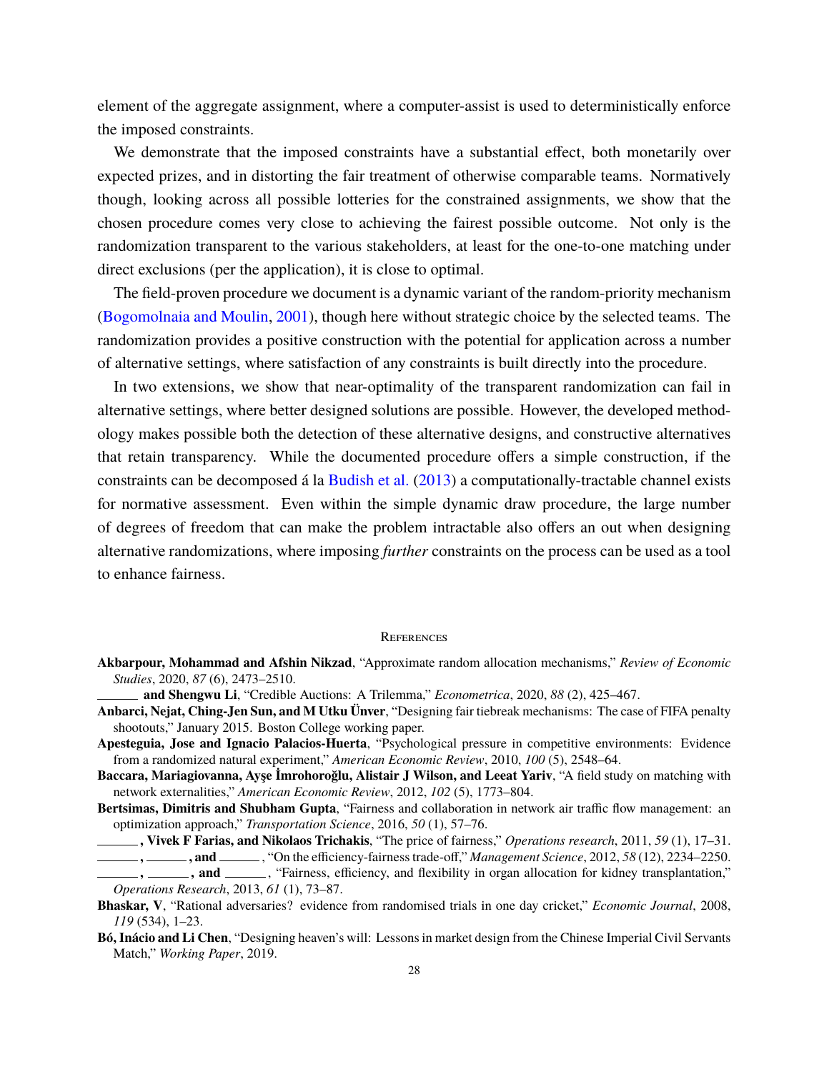element of the aggregate assignment, where a computer-assist is used to deterministically enforce the imposed constraints.

We demonstrate that the imposed constraints have a substantial effect, both monetarily over expected prizes, and in distorting the fair treatment of otherwise comparable teams. Normatively though, looking across all possible lotteries for the constrained assignments, we show that the chosen procedure comes very close to achieving the fairest possible outcome. Not only is the randomization transparent to the various stakeholders, at least for the one-to-one matching under direct exclusions (per the application), it is close to optimal.

The field-proven procedure we document is a dynamic variant of the random-priority mechanism (Bogomolnaia and Moulin, 2001), though here without strategic choice by the selected teams. The randomization provides a positive construction with the potential for application across a number of alternative settings, where satisfaction of any constraints is built directly into the procedure.

In two extensions, we show that near-optimality of the transparent randomization can fail in alternative settings, where better designed solutions are possible. However, the developed methodology makes possible both the detection of these alternative designs, and constructive alternatives that retain transparency. While the documented procedure offers a simple construction, if the constraints can be decomposed á la Budish et al. (2013) a computationally-tractable channel exists for normative assessment. Even within the simple dynamic draw procedure, the large number of degrees of freedom that can make the problem intractable also offers an out when designing alternative randomizations, where imposing *further* constraints on the process can be used as a tool to enhance fairness.

## References

**Akbarpour, Mohammad and Afshin Nikzad**, "Approximate random allocation mechanisms," *Review of Economic Studies*, 2020, *87* (6), 2473–2510.

______ **and Shengwu Li**, "Credible Auctions: A Trilemma," *Econometrica*, 2020, *88* (2), 425–467.

**Anbarci, Nejat, Ching-Jen Sun, and M Utku Ünver**, "Designing fair tiebreak mechanisms: The case of FIFA penalty shootouts," January 2015. Boston College working paper.

**Apesteguia, Jose and Ignacio Palacios-Huerta**, "Psychological pressure in competitive environments: Evidence from a randomized natural experiment," *American Economic Review*, 2010, *100* (5), 2548–64.

**Baccara, Mariagiovanna, Ayşe İmrohoroğlu, Alistair J Wilson, and Leeat Yariv**, "A field study on matching with network externalities," *American Economic Review*, 2012, *102* (5), 1773–804.

**Bertsimas, Dimitris and Shubham Gupta**, "Fairness and collaboration in network air traffic flow management: an optimization approach," *Transportation Science*, 2016, *50* (1), 57–76.

______ **, Vivek F Farias, and Nikolaos Trichakis**, "The price of fairness," *Operations research*, 2011, *59* (1), 17–31.

______ **,** ______ **, and** ______ , "On the efficiency-fairness trade-off," *Management Science*, 2012, *58* (12), 2234–2250.

______ **,** ______ **, and** ______ , "Fairness, efficiency, and flexibility in organ allocation for kidney transplantation," *Operations Research*, 2013, *61* (1), 73–87.

**Bhaskar, V**, "Rational adversaries? evidence from randomised trials in one day cricket," *Economic Journal*, 2008, *119* (534), 1–23.

**Bó, Inácio and Li Chen**, "Designing heaven's will: Lessons in market design from the Chinese Imperial Civil Servants Match," *Working Paper*, 2019.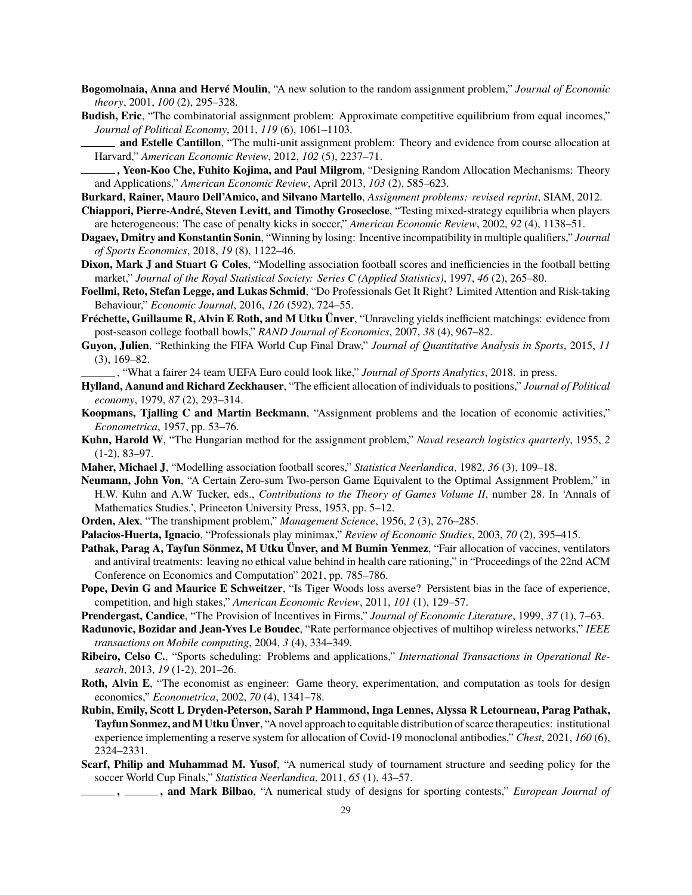**Bogomolnaia, Anna and Hervé Moulin**, "A new solution to the random assignment problem," *Journal of Economic theory*, 2001, *100* (2), 295–328.

**Budish, Eric**, "The combinatorial assignment problem: Approximate competitive equilibrium from equal incomes," *Journal of Political Economy*, 2011, *119* (6), 1061–1103.

**\_\_\_\_\_\_ and Estelle Cantillon**, "The multi-unit assignment problem: Theory and evidence from course allocation at Harvard," *American Economic Review*, 2012, *102* (5), 2237–71.

**\_\_\_\_\_\_, Yeon-Koo Che, Fuhito Kojima, and Paul Milgrom**, "Designing Random Allocation Mechanisms: Theory and Applications," *American Economic Review*, April 2013, *103* (2), 585–623.

**Burkard, Rainer, Mauro Dell'Amico, and Silvano Martello**, *Assignment problems: revised reprint*, SIAM, 2012.

**Chiappori, Pierre-André, Steven Levitt, and Timothy Groseclose**, "Testing mixed-strategy equilibria when players are heterogeneous: The case of penalty kicks in soccer," *American Economic Review*, 2002, *92* (4), 1138–51.

**Dagaev, Dmitry and Konstantin Sonin**, "Winning by losing: Incentive incompatibility in multiple qualifiers," *Journal of Sports Economics*, 2018, *19* (8), 1122–46.

**Dixon, Mark J and Stuart G Coles**, "Modelling association football scores and inefficiencies in the football betting market," *Journal of the Royal Statistical Society: Series C (Applied Statistics)*, 1997, *46* (2), 265–80.

**Foellmi, Reto, Stefan Legge, and Lukas Schmid**, "Do Professionals Get It Right? Limited Attention and Risk-taking Behaviour," *Economic Journal*, 2016, *126* (592), 724–55.

**Fréchette, Guillaume R, Alvin E Roth, and M Utku Ünver**, "Unraveling yields inefficient matchings: evidence from post-season college football bowls," *RAND Journal of Economics*, 2007, *38* (4), 967–82.

**Guyon, Julien**, "Rethinking the FIFA World Cup Final Draw," *Journal of Quantitative Analysis in Sports*, 2015, *11* (3), 169–82.

\_\_\_\_\_\_, "What a fairer 24 team UEFA Euro could look like," *Journal of Sports Analytics*, 2018. in press.

**Hylland, Aanund and Richard Zeckhauser**, "The efficient allocation of individuals to positions," *Journal of Political economy*, 1979, *87* (2), 293–314.

**Koopmans, Tjalling C and Martin Beckmann**, "Assignment problems and the location of economic activities," *Econometrica*, 1957, pp. 53–76.

**Kuhn, Harold W**, "The Hungarian method for the assignment problem," *Naval research logistics quarterly*, 1955, *2* (1-2), 83–97.

**Maher, Michael J**, "Modelling association football scores," *Statistica Neerlandica*, 1982, *36* (3), 109–18.

**Neumann, John Von**, "A Certain Zero-sum Two-person Game Equivalent to the Optimal Assignment Problem," in H.W. Kuhn and A.W Tucker, eds., *Contributions to the Theory of Games Volume II*, number 28. In 'Annals of Mathematics Studies.', Princeton University Press, 1953, pp. 5–12.

**Orden, Alex**, "The transhipment problem," *Management Science*, 1956, *2* (3), 276–285.

**Palacios-Huerta, Ignacio**, "Professionals play minimax," *Review of Economic Studies*, 2003, *70* (2), 395–415.

**Pathak, Parag A, Tayfun Sönmez, M Utku Ünver, and M Bumin Yenmez**, "Fair allocation of vaccines, ventilators and antiviral treatments: leaving no ethical value behind in health care rationing," in "Proceedings of the 22nd ACM Conference on Economics and Computation" 2021, pp. 785–786.

**Pope, Devin G and Maurice E Schweitzer**, "Is Tiger Woods loss averse? Persistent bias in the face of experience, competition, and high stakes," *American Economic Review*, 2011, *101* (1), 129–57.

**Prendergast, Candice**, "The Provision of Incentives in Firms," *Journal of Economic Literature*, 1999, *37* (1), 7–63.

**Radunovic, Bozidar and Jean-Yves Le Boudec**, "Rate performance objectives of multihop wireless networks," *IEEE transactions on Mobile computing*, 2004, *3* (4), 334–349.

**Ribeiro, Celso C.**, "Sports scheduling: Problems and applications," *International Transactions in Operational Research*, 2013, *19* (1-2), 201–26.

**Roth, Alvin E**, "The economist as engineer: Game theory, experimentation, and computation as tools for design economics," *Econometrica*, 2002, *70* (4), 1341–78.

**Rubin, Emily, Scott L Dryden-Peterson, Sarah P Hammond, Inga Lennes, Alyssa R Letourneau, Parag Pathak, Tayfun Sonmez, and M Utku Ünver**, "A novel approach to equitable distribution of scarce therapeutics: institutional experience implementing a reserve system for allocation of Covid-19 monoclonal antibodies," *Chest*, 2021, *160* (6), 2324–2331.

**Scarf, Philip and Muhammad M. Yusof**, "A numerical study of tournament structure and seeding policy for the soccer World Cup Finals," *Statistica Neerlandica*, 2011, *65* (1), 43–57.

**\_\_\_\_\_\_, \_\_\_\_\_\_, and Mark Bilbao**, "A numerical study of designs for sporting contests," *European Journal of*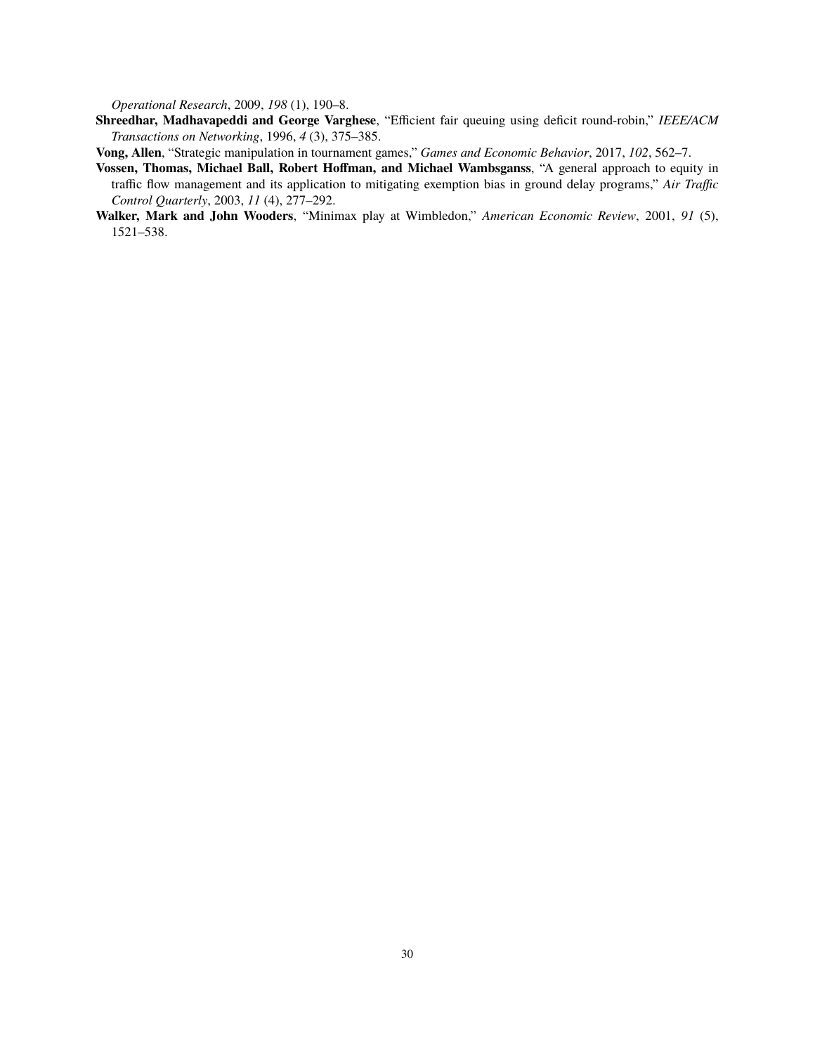*Operational Research*, 2009, *198* (1), 190–8.

**Shreedhar, Madhavapeddi and George Varghese**, "Efficient fair queuing using deficit round-robin," *IEEE/ACM Transactions on Networking*, 1996, *4* (3), 375–385.

**Vong, Allen**, "Strategic manipulation in tournament games," *Games and Economic Behavior*, 2017, *102*, 562–7.

**Vossen, Thomas, Michael Ball, Robert Hoffman, and Michael Wambsganss**, "A general approach to equity in traffic flow management and its application to mitigating exemption bias in ground delay programs," *Air Traffic Control Quarterly*, 2003, *11* (4), 277–292.

**Walker, Mark and John Wooders**, "Minimax play at Wimbledon," *American Economic Review*, 2001, *91* (5), 1521–538.